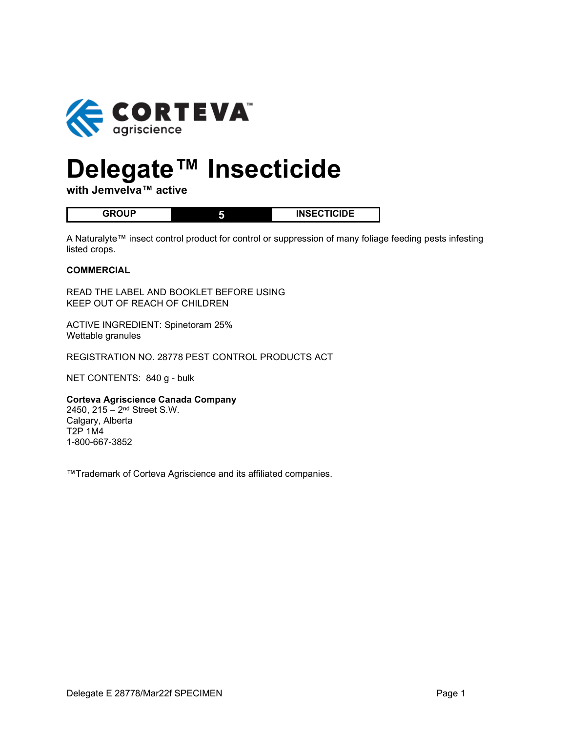CORTEVA agriscience

# Delegate™ Insecticide

**with Jemvelva™ active**

| GROUP | 5 | INSECTICIDE |
|---|---|---|

A Naturalyte™ insect control product for control or suppression of many foliage feeding pests infesting listed crops.

**COMMERCIAL**

READ THE LABEL AND BOOKLET BEFORE USING
KEEP OUT OF REACH OF CHILDREN

ACTIVE INGREDIENT: Spinetoram 25%
Wettable granules

REGISTRATION NO. 28778 PEST CONTROL PRODUCTS ACT

NET CONTENTS: 840 g - bulk

**Corteva Agriscience Canada Company**
2450, 215 – 2nd Street S.W.
Calgary, Alberta
T2P 1M4
1-800-667-3852

™Trademark of Corteva Agriscience and its affiliated companies.

Delegate E 28778/Mar22f SPECIMEN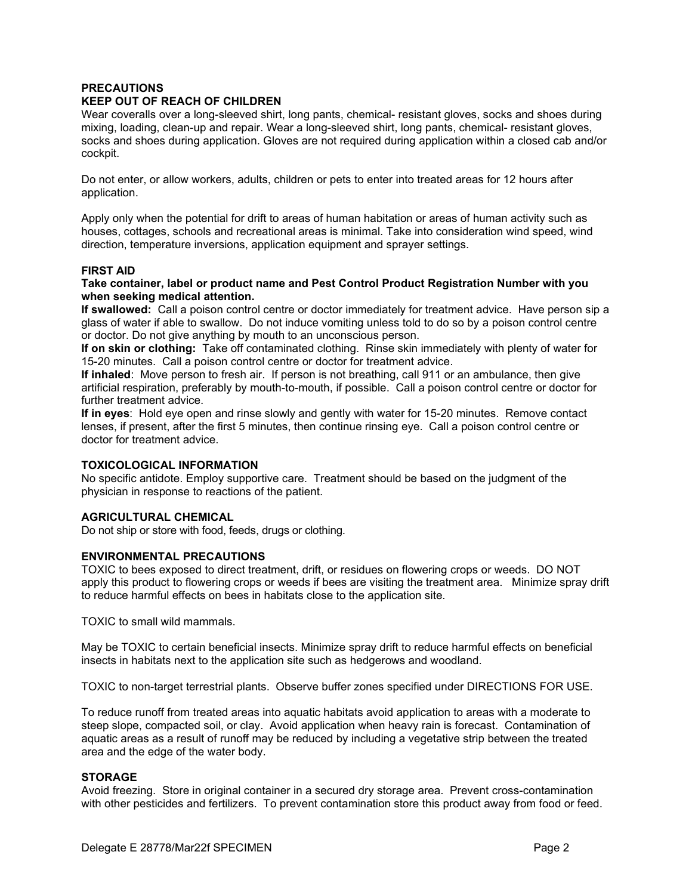## PRECAUTIONS

### KEEP OUT OF REACH OF CHILDREN

Wear coveralls over a long-sleeved shirt, long pants, chemical- resistant gloves, socks and shoes during mixing, loading, clean-up and repair. Wear a long-sleeved shirt, long pants, chemical- resistant gloves, socks and shoes during application. Gloves are not required during application within a closed cab and/or cockpit.

Do not enter, or allow workers, adults, children or pets to enter into treated areas for 12 hours after application.

Apply only when the potential for drift to areas of human habitation or areas of human activity such as houses, cottages, schools and recreational areas is minimal. Take into consideration wind speed, wind direction, temperature inversions, application equipment and sprayer settings.

## FIRST AID

**Take container, label or product name and Pest Control Product Registration Number with you when seeking medical attention.**

**If swallowed:** Call a poison control centre or doctor immediately for treatment advice. Have person sip a glass of water if able to swallow. Do not induce vomiting unless told to do so by a poison control centre or doctor. Do not give anything by mouth to an unconscious person.

**If on skin or clothing:** Take off contaminated clothing. Rinse skin immediately with plenty of water for 15-20 minutes. Call a poison control centre or doctor for treatment advice.

**If inhaled**: Move person to fresh air. If person is not breathing, call 911 or an ambulance, then give artificial respiration, preferably by mouth-to-mouth, if possible. Call a poison control centre or doctor for further treatment advice.

**If in eyes**: Hold eye open and rinse slowly and gently with water for 15-20 minutes. Remove contact lenses, if present, after the first 5 minutes, then continue rinsing eye. Call a poison control centre or doctor for treatment advice.

## TOXICOLOGICAL INFORMATION

No specific antidote. Employ supportive care. Treatment should be based on the judgment of the physician in response to reactions of the patient.

## AGRICULTURAL CHEMICAL

Do not ship or store with food, feeds, drugs or clothing.

## ENVIRONMENTAL PRECAUTIONS

TOXIC to bees exposed to direct treatment, drift, or residues on flowering crops or weeds. DO NOT apply this product to flowering crops or weeds if bees are visiting the treatment area. Minimize spray drift to reduce harmful effects on bees in habitats close to the application site.

TOXIC to small wild mammals.

May be TOXIC to certain beneficial insects. Minimize spray drift to reduce harmful effects on beneficial insects in habitats next to the application site such as hedgerows and woodland.

TOXIC to non-target terrestrial plants. Observe buffer zones specified under DIRECTIONS FOR USE.

To reduce runoff from treated areas into aquatic habitats avoid application to areas with a moderate to steep slope, compacted soil, or clay. Avoid application when heavy rain is forecast. Contamination of aquatic areas as a result of runoff may be reduced by including a vegetative strip between the treated area and the edge of the water body.

## STORAGE

Avoid freezing. Store in original container in a secured dry storage area. Prevent cross-contamination with other pesticides and fertilizers. To prevent contamination store this product away from food or feed.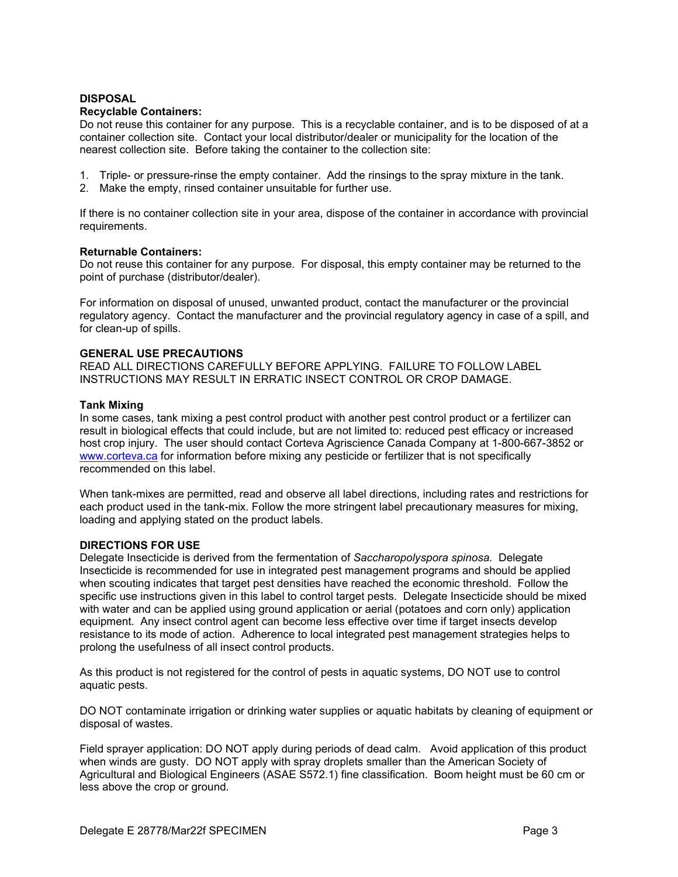**DISPOSAL**

**Recyclable Containers:**

Do not reuse this container for any purpose. This is a recyclable container, and is to be disposed of at a container collection site. Contact your local distributor/dealer or municipality for the location of the nearest collection site. Before taking the container to the collection site:

1. Triple- or pressure-rinse the empty container. Add the rinsings to the spray mixture in the tank.
2. Make the empty, rinsed container unsuitable for further use.

If there is no container collection site in your area, dispose of the container in accordance with provincial requirements.

**Returnable Containers:**

Do not reuse this container for any purpose. For disposal, this empty container may be returned to the point of purchase (distributor/dealer).

For information on disposal of unused, unwanted product, contact the manufacturer or the provincial regulatory agency. Contact the manufacturer and the provincial regulatory agency in case of a spill, and for clean-up of spills.

**GENERAL USE PRECAUTIONS**

READ ALL DIRECTIONS CAREFULLY BEFORE APPLYING. FAILURE TO FOLLOW LABEL INSTRUCTIONS MAY RESULT IN ERRATIC INSECT CONTROL OR CROP DAMAGE.

**Tank Mixing**

In some cases, tank mixing a pest control product with another pest control product or a fertilizer can result in biological effects that could include, but are not limited to: reduced pest efficacy or increased host crop injury. The user should contact Corteva Agriscience Canada Company at 1-800-667-3852 or www.corteva.ca for information before mixing any pesticide or fertilizer that is not specifically recommended on this label.

When tank-mixes are permitted, read and observe all label directions, including rates and restrictions for each product used in the tank-mix. Follow the more stringent label precautionary measures for mixing, loading and applying stated on the product labels.

**DIRECTIONS FOR USE**

Delegate Insecticide is derived from the fermentation of *Saccharopolyspora spinosa.* Delegate Insecticide is recommended for use in integrated pest management programs and should be applied when scouting indicates that target pest densities have reached the economic threshold. Follow the specific use instructions given in this label to control target pests. Delegate Insecticide should be mixed with water and can be applied using ground application or aerial (potatoes and corn only) application equipment. Any insect control agent can become less effective over time if target insects develop resistance to its mode of action. Adherence to local integrated pest management strategies helps to prolong the usefulness of all insect control products.

As this product is not registered for the control of pests in aquatic systems, DO NOT use to control aquatic pests.

DO NOT contaminate irrigation or drinking water supplies or aquatic habitats by cleaning of equipment or disposal of wastes.

Field sprayer application: DO NOT apply during periods of dead calm. Avoid application of this product when winds are gusty. DO NOT apply with spray droplets smaller than the American Society of Agricultural and Biological Engineers (ASAE S572.1) fine classification. Boom height must be 60 cm or less above the crop or ground.

Delegate E 28778/Mar22f SPECIMEN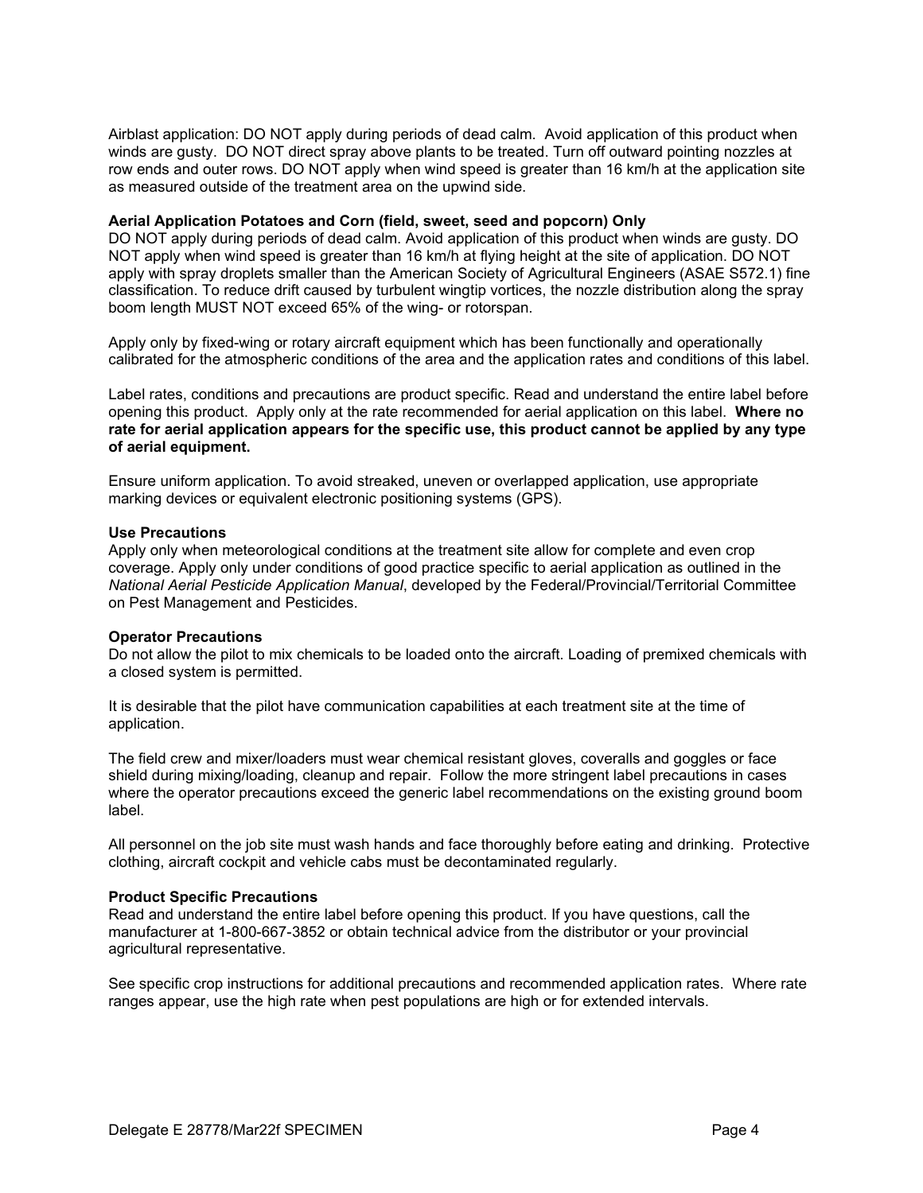Airblast application: DO NOT apply during periods of dead calm. Avoid application of this product when winds are gusty. DO NOT direct spray above plants to be treated. Turn off outward pointing nozzles at row ends and outer rows. DO NOT apply when wind speed is greater than 16 km/h at the application site as measured outside of the treatment area on the upwind side.

**Aerial Application Potatoes and Corn (field, sweet, seed and popcorn) Only**

DO NOT apply during periods of dead calm. Avoid application of this product when winds are gusty. DO NOT apply when wind speed is greater than 16 km/h at flying height at the site of application. DO NOT apply with spray droplets smaller than the American Society of Agricultural Engineers (ASAE S572.1) fine classification. To reduce drift caused by turbulent wingtip vortices, the nozzle distribution along the spray boom length MUST NOT exceed 65% of the wing- or rotorspan.

Apply only by fixed-wing or rotary aircraft equipment which has been functionally and operationally calibrated for the atmospheric conditions of the area and the application rates and conditions of this label.

Label rates, conditions and precautions are product specific. Read and understand the entire label before opening this product. Apply only at the rate recommended for aerial application on this label. **Where no rate for aerial application appears for the specific use, this product cannot be applied by any type of aerial equipment.**

Ensure uniform application. To avoid streaked, uneven or overlapped application, use appropriate marking devices or equivalent electronic positioning systems (GPS).

**Use Precautions**

Apply only when meteorological conditions at the treatment site allow for complete and even crop coverage. Apply only under conditions of good practice specific to aerial application as outlined in the *National Aerial Pesticide Application Manual*, developed by the Federal/Provincial/Territorial Committee on Pest Management and Pesticides.

**Operator Precautions**

Do not allow the pilot to mix chemicals to be loaded onto the aircraft. Loading of premixed chemicals with a closed system is permitted.

It is desirable that the pilot have communication capabilities at each treatment site at the time of application.

The field crew and mixer/loaders must wear chemical resistant gloves, coveralls and goggles or face shield during mixing/loading, cleanup and repair. Follow the more stringent label precautions in cases where the operator precautions exceed the generic label recommendations on the existing ground boom label.

All personnel on the job site must wash hands and face thoroughly before eating and drinking. Protective clothing, aircraft cockpit and vehicle cabs must be decontaminated regularly.

**Product Specific Precautions**

Read and understand the entire label before opening this product. If you have questions, call the manufacturer at 1-800-667-3852 or obtain technical advice from the distributor or your provincial agricultural representative.

See specific crop instructions for additional precautions and recommended application rates. Where rate ranges appear, use the high rate when pest populations are high or for extended intervals.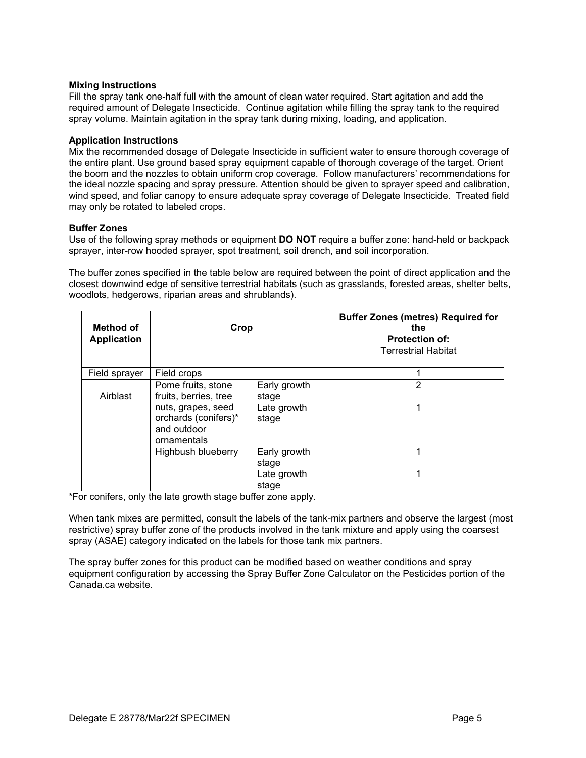### Mixing Instructions

Fill the spray tank one-half full with the amount of clean water required. Start agitation and add the required amount of Delegate Insecticide. Continue agitation while filling the spray tank to the required spray volume. Maintain agitation in the spray tank during mixing, loading, and application.

### Application Instructions

Mix the recommended dosage of Delegate Insecticide in sufficient water to ensure thorough coverage of the entire plant. Use ground based spray equipment capable of thorough coverage of the target. Orient the boom and the nozzles to obtain uniform crop coverage. Follow manufacturers' recommendations for the ideal nozzle spacing and spray pressure. Attention should be given to sprayer speed and calibration, wind speed, and foliar canopy to ensure adequate spray coverage of Delegate Insecticide. Treated field may only be rotated to labeled crops.

### Buffer Zones

Use of the following spray methods or equipment **DO NOT** require a buffer zone: hand-held or backpack sprayer, inter-row hooded sprayer, spot treatment, soil drench, and soil incorporation.

The buffer zones specified in the table below are required between the point of direct application and the closest downwind edge of sensitive terrestrial habitats (such as grasslands, forested areas, shelter belts, woodlots, hedgerows, riparian areas and shrublands).

| Method of Application | Crop | | Buffer Zones (metres) Required for the Protection of: |
|---|---|---|---|
| | | | Terrestrial Habitat |
| Field sprayer | Field crops | | 1 |
| Airblast | Pome fruits, stone fruits, berries, tree nuts, grapes, seed orchards (conifers)* and outdoor ornamentals | Early growth stage | 2 |
| | | Late growth stage | 1 |
| | Highbush blueberry | Early growth stage | 1 |
| | | Late growth stage | 1 |

*For conifers, only the late growth stage buffer zone apply.

When tank mixes are permitted, consult the labels of the tank-mix partners and observe the largest (most restrictive) spray buffer zone of the products involved in the tank mixture and apply using the coarsest spray (ASAE) category indicated on the labels for those tank mix partners.

The spray buffer zones for this product can be modified based on weather conditions and spray equipment configuration by accessing the Spray Buffer Zone Calculator on the Pesticides portion of the Canada.ca website.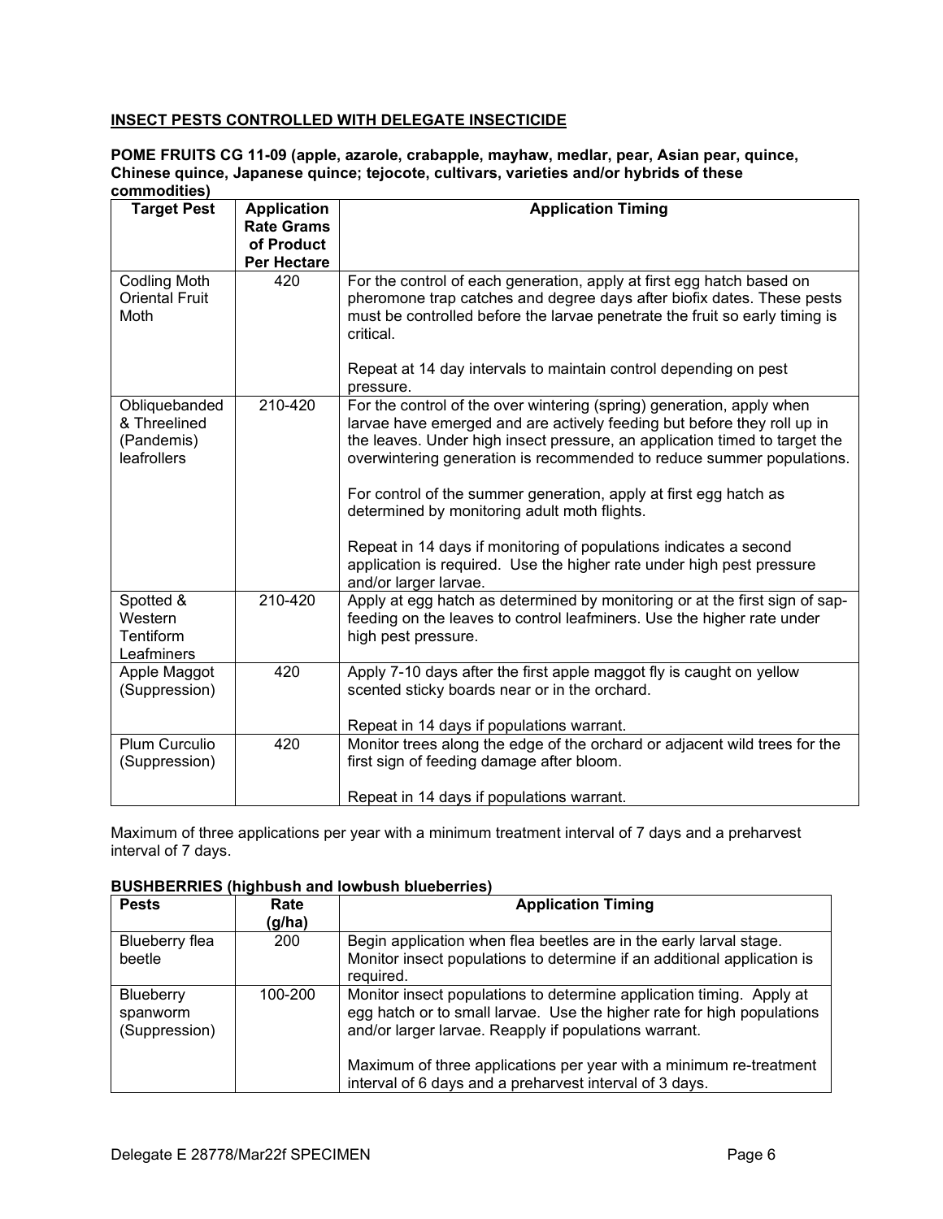## INSECT PESTS CONTROLLED WITH DELEGATE INSECTICIDE

**POME FRUITS CG 11-09 (apple, azarole, crabapple, mayhaw, medlar, pear, Asian pear, quince, Chinese quince, Japanese quince; tejocote, cultivars, varieties and/or hybrids of these commodities)**

| Target Pest | Application Rate Grams of Product Per Hectare | Application Timing |
|---|---|---|
| Codling Moth Oriental Fruit Moth | 420 | For the control of each generation, apply at first egg hatch based on pheromone trap catches and degree days after biofix dates. These pests must be controlled before the larvae penetrate the fruit so early timing is critical.<br><br>Repeat at 14 day intervals to maintain control depending on pest pressure. |
| Obliquebanded & Threelined (Pandemis) leafrollers | 210-420 | For the control of the over wintering (spring) generation, apply when larvae have emerged and are actively feeding but before they roll up in the leaves. Under high insect pressure, an application timed to target the overwintering generation is recommended to reduce summer populations.<br><br>For control of the summer generation, apply at first egg hatch as determined by monitoring adult moth flights.<br><br>Repeat in 14 days if monitoring of populations indicates a second application is required. Use the higher rate under high pest pressure and/or larger larvae. |
| Spotted & Western Tentiform Leafminers | 210-420 | Apply at egg hatch as determined by monitoring or at the first sign of sap-feeding on the leaves to control leafminers. Use the higher rate under high pest pressure. |
| Apple Maggot (Suppression) | 420 | Apply 7-10 days after the first apple maggot fly is caught on yellow scented sticky boards near or in the orchard.<br><br>Repeat in 14 days if populations warrant. |
| Plum Curculio (Suppression) | 420 | Monitor trees along the edge of the orchard or adjacent wild trees for the first sign of feeding damage after bloom.<br><br>Repeat in 14 days if populations warrant. |

Maximum of three applications per year with a minimum treatment interval of 7 days and a preharvest interval of 7 days.

**BUSHBERRIES (highbush and lowbush blueberries)**

| Pests | Rate (g/ha) | Application Timing |
|---|---|---|
| Blueberry flea beetle | 200 | Begin application when flea beetles are in the early larval stage. Monitor insect populations to determine if an additional application is required. |
| Blueberry spanworm (Suppression) | 100-200 | Monitor insect populations to determine application timing. Apply at egg hatch or to small larvae. Use the higher rate for high populations and/or larger larvae. Reapply if populations warrant.<br><br>Maximum of three applications per year with a minimum re-treatment interval of 6 days and a preharvest interval of 3 days. |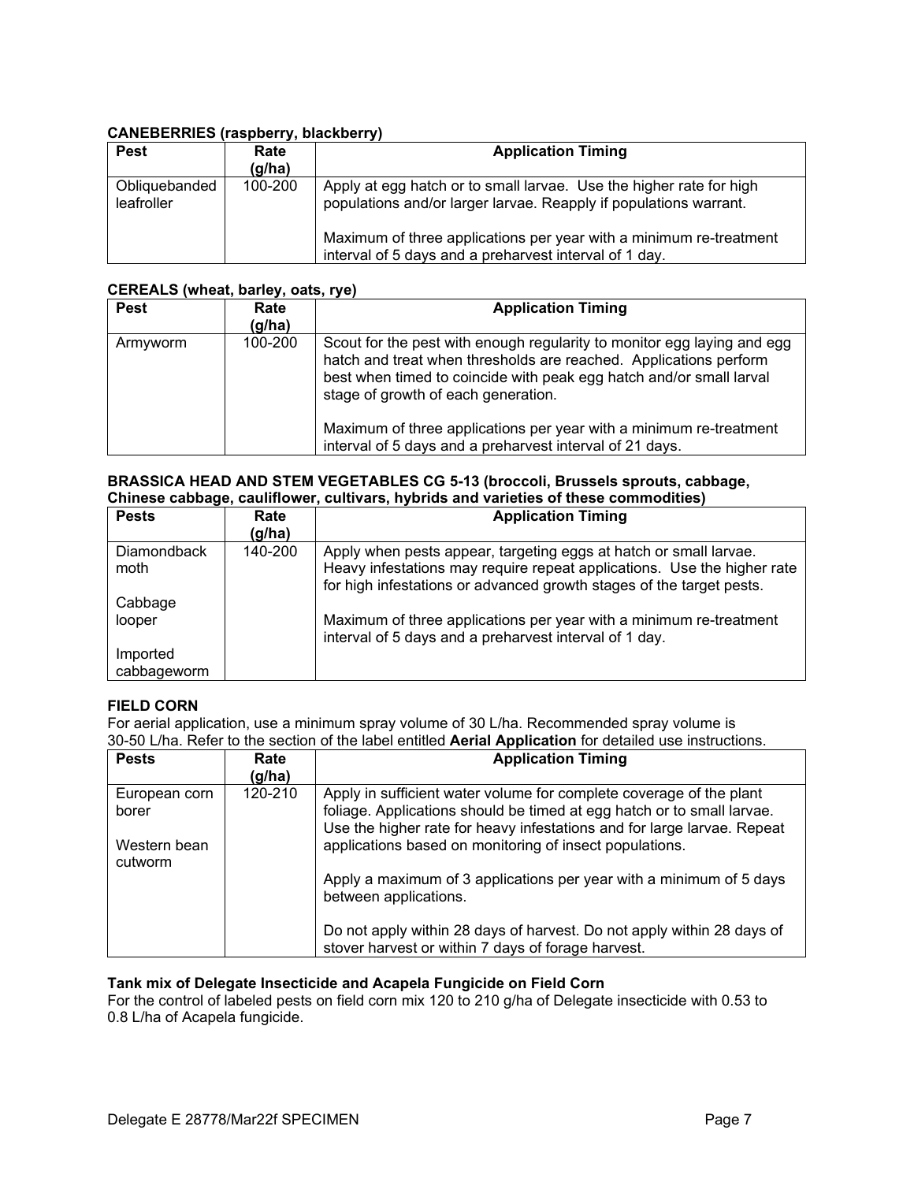**CANEBERRIES (raspberry, blackberry)**

| Pest | Rate (g/ha) | Application Timing |
|---|---|---|
| Obliquebanded leafroller | 100-200 | Apply at egg hatch or to small larvae. Use the higher rate for high populations and/or larger larvae. Reapply if populations warrant.<br><br>Maximum of three applications per year with a minimum re-treatment interval of 5 days and a preharvest interval of 1 day. |

**CEREALS (wheat, barley, oats, rye)**

| Pest | Rate (g/ha) | Application Timing |
|---|---|---|
| Armyworm | 100-200 | Scout for the pest with enough regularity to monitor egg laying and egg hatch and treat when thresholds are reached. Applications perform best when timed to coincide with peak egg hatch and/or small larval stage of growth of each generation.<br><br>Maximum of three applications per year with a minimum re-treatment interval of 5 days and a preharvest interval of 21 days. |

**BRASSICA HEAD AND STEM VEGETABLES CG 5-13 (broccoli, Brussels sprouts, cabbage, Chinese cabbage, cauliflower, cultivars, hybrids and varieties of these commodities)**

| Pests | Rate (g/ha) | Application Timing |
|---|---|---|
| Diamondback moth<br><br>Cabbage looper<br><br>Imported cabbageworm | 140-200 | Apply when pests appear, targeting eggs at hatch or small larvae. Heavy infestations may require repeat applications. Use the higher rate for high infestations or advanced growth stages of the target pests.<br><br>Maximum of three applications per year with a minimum re-treatment interval of 5 days and a preharvest interval of 1 day. |

**FIELD CORN**

For aerial application, use a minimum spray volume of 30 L/ha. Recommended spray volume is 30-50 L/ha. Refer to the section of the label entitled **Aerial Application** for detailed use instructions.

| Pests | Rate (g/ha) | Application Timing |
|---|---|---|
| European corn borer<br><br>Western bean cutworm | 120-210 | Apply in sufficient water volume for complete coverage of the plant foliage. Applications should be timed at egg hatch or to small larvae. Use the higher rate for heavy infestations and for large larvae. Repeat applications based on monitoring of insect populations.<br><br>Apply a maximum of 3 applications per year with a minimum of 5 days between applications.<br><br>Do not apply within 28 days of harvest. Do not apply within 28 days of stover harvest or within 7 days of forage harvest. |

**Tank mix of Delegate Insecticide and Acapela Fungicide on Field Corn**

For the control of labeled pests on field corn mix 120 to 210 g/ha of Delegate insecticide with 0.53 to 0.8 L/ha of Acapela fungicide.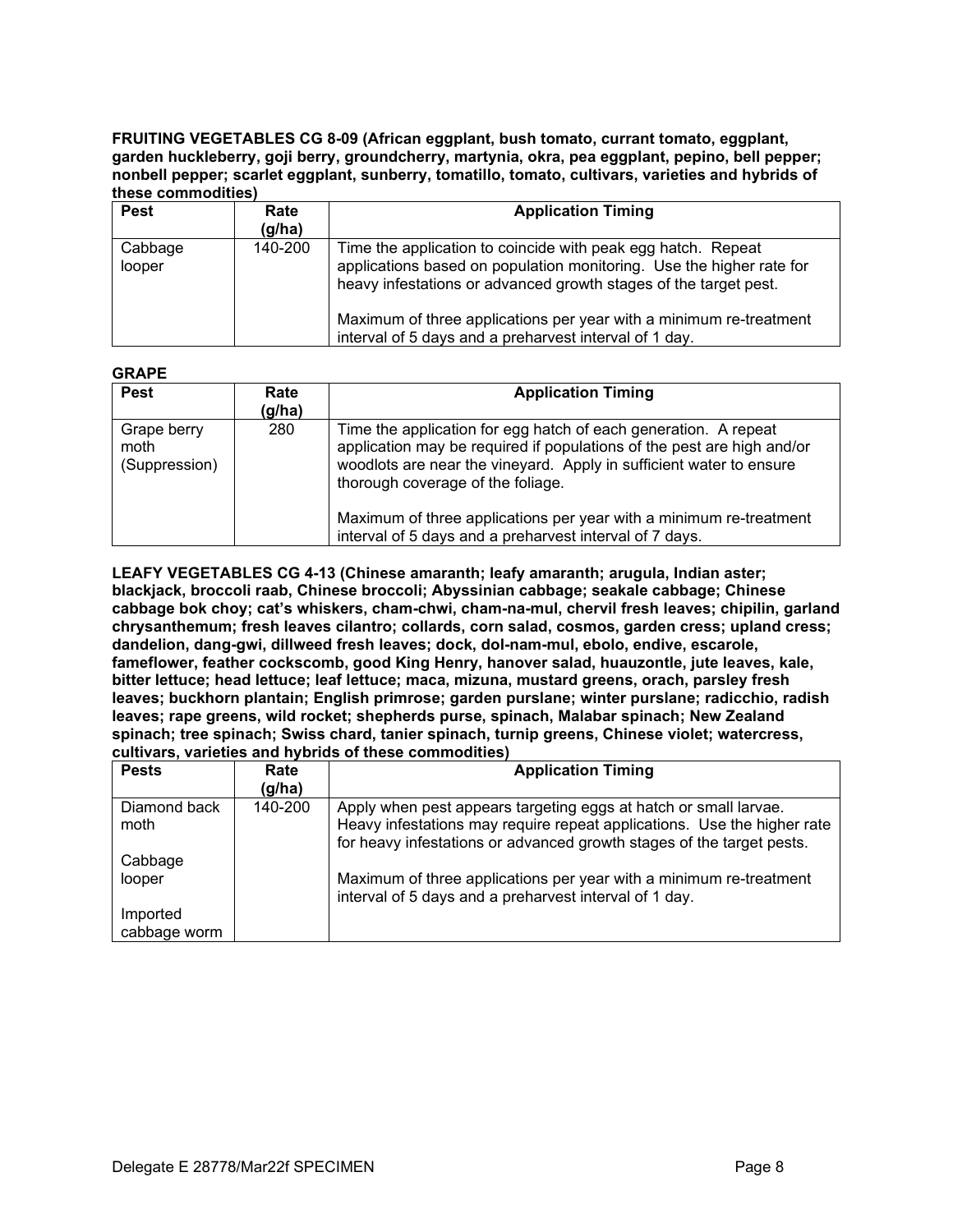**FRUITING VEGETABLES CG 8-09 (African eggplant, bush tomato, currant tomato, eggplant, garden huckleberry, goji berry, groundcherry, martynia, okra, pea eggplant, pepino, bell pepper; nonbell pepper; scarlet eggplant, sunberry, tomatillo, tomato, cultivars, varieties and hybrids of these commodities)**

| Pest | Rate (g/ha) | Application Timing |
|---|---|---|
| Cabbage looper | 140-200 | Time the application to coincide with peak egg hatch. Repeat applications based on population monitoring. Use the higher rate for heavy infestations or advanced growth stages of the target pest.<br><br>Maximum of three applications per year with a minimum re-treatment interval of 5 days and a preharvest interval of 1 day. |

**GRAPE**

| Pest | Rate (g/ha) | Application Timing |
|---|---|---|
| Grape berry moth (Suppression) | 280 | Time the application for egg hatch of each generation. A repeat application may be required if populations of the pest are high and/or woodlots are near the vineyard. Apply in sufficient water to ensure thorough coverage of the foliage.<br><br>Maximum of three applications per year with a minimum re-treatment interval of 5 days and a preharvest interval of 7 days. |

**LEAFY VEGETABLES CG 4-13 (Chinese amaranth; leafy amaranth; arugula, Indian aster; blackjack, broccoli raab, Chinese broccoli; Abyssinian cabbage; seakale cabbage; Chinese cabbage bok choy; cat's whiskers, cham-chwi, cham-na-mul, chervil fresh leaves; chipilin, garland chrysanthemum; fresh leaves cilantro; collards, corn salad, cosmos, garden cress; upland cress; dandelion, dang-gwi, dillweed fresh leaves; dock, dol-nam-mul, ebolo, endive, escarole, fameflower, feather cockscomb, good King Henry, hanover salad, huauzontle, jute leaves, kale, bitter lettuce; head lettuce; leaf lettuce; maca, mizuna, mustard greens, orach, parsley fresh leaves; buckhorn plantain; English primrose; garden purslane; winter purslane; radicchio, radish leaves; rape greens, wild rocket; shepherds purse, spinach, Malabar spinach; New Zealand spinach; tree spinach; Swiss chard, tanier spinach, turnip greens, Chinese violet; watercress, cultivars, varieties and hybrids of these commodities)**

| Pests | Rate (g/ha) | Application Timing |
|---|---|---|
| Diamond back moth<br><br>Cabbage looper<br><br>Imported cabbage worm | 140-200 | Apply when pest appears targeting eggs at hatch or small larvae. Heavy infestations may require repeat applications. Use the higher rate for heavy infestations or advanced growth stages of the target pests.<br><br>Maximum of three applications per year with a minimum re-treatment interval of 5 days and a preharvest interval of 1 day. |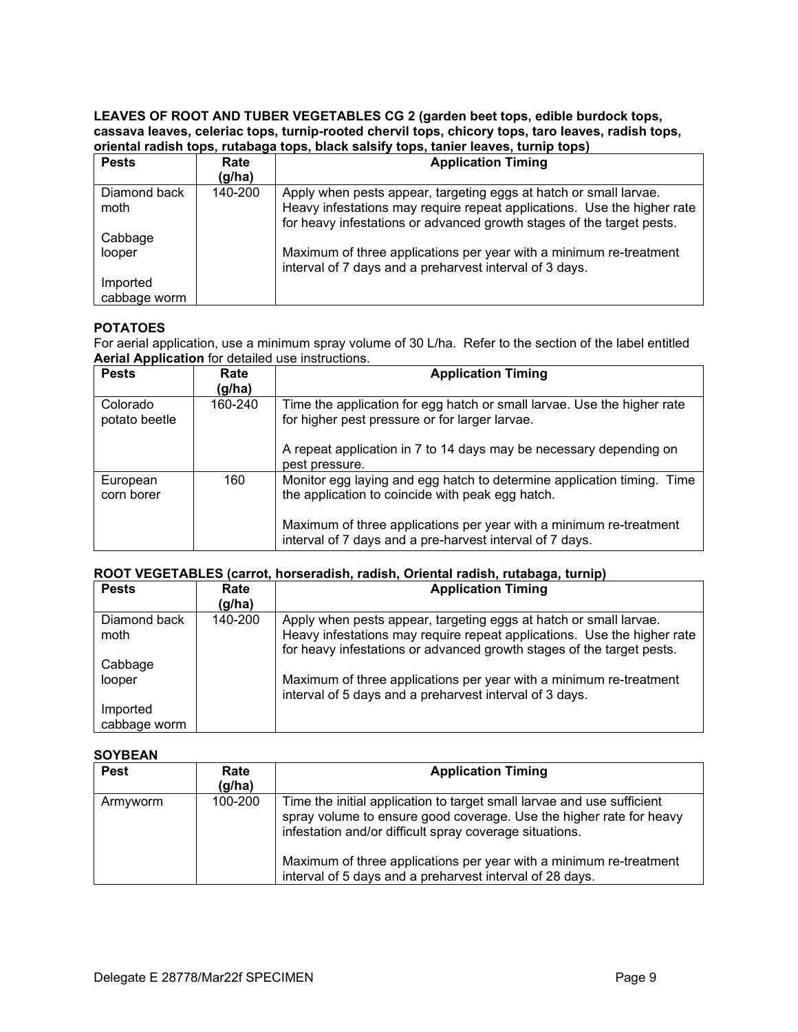**LEAVES OF ROOT AND TUBER VEGETABLES CG 2 (garden beet tops, edible burdock tops, cassava leaves, celeriac tops, turnip-rooted chervil tops, chicory tops, taro leaves, radish tops, oriental radish tops, rutabaga tops, black salsify tops, tanier leaves, turnip tops)**

| Pests | Rate (g/ha) | Application Timing |
|---|---|---|
| Diamond back moth<br><br>Cabbage looper<br><br>Imported cabbage worm | 140-200 | Apply when pests appear, targeting eggs at hatch or small larvae. Heavy infestations may require repeat applications. Use the higher rate for heavy infestations or advanced growth stages of the target pests.<br><br>Maximum of three applications per year with a minimum re-treatment interval of 7 days and a preharvest interval of 3 days. |

**POTATOES**

For aerial application, use a minimum spray volume of 30 L/ha. Refer to the section of the label entitled **Aerial Application** for detailed use instructions.

| Pests | Rate (g/ha) | Application Timing |
|---|---|---|
| Colorado potato beetle | 160-240 | Time the application for egg hatch or small larvae. Use the higher rate for higher pest pressure or for larger larvae.<br><br>A repeat application in 7 to 14 days may be necessary depending on pest pressure. |
| European corn borer | 160 | Monitor egg laying and egg hatch to determine application timing. Time the application to coincide with peak egg hatch.<br><br>Maximum of three applications per year with a minimum re-treatment interval of 7 days and a pre-harvest interval of 7 days. |

**ROOT VEGETABLES (carrot, horseradish, radish, Oriental radish, rutabaga, turnip)**

| Pests | Rate (g/ha) | Application Timing |
|---|---|---|
| Diamond back moth<br><br>Cabbage looper<br><br>Imported cabbage worm | 140-200 | Apply when pests appear, targeting eggs at hatch or small larvae. Heavy infestations may require repeat applications. Use the higher rate for heavy infestations or advanced growth stages of the target pests.<br><br>Maximum of three applications per year with a minimum re-treatment interval of 5 days and a preharvest interval of 3 days. |

**SOYBEAN**

| Pest | Rate (g/ha) | Application Timing |
|---|---|---|
| Armyworm | 100-200 | Time the initial application to target small larvae and use sufficient spray volume to ensure good coverage. Use the higher rate for heavy infestation and/or difficult spray coverage situations.<br><br>Maximum of three applications per year with a minimum re-treatment interval of 5 days and a preharvest interval of 28 days. |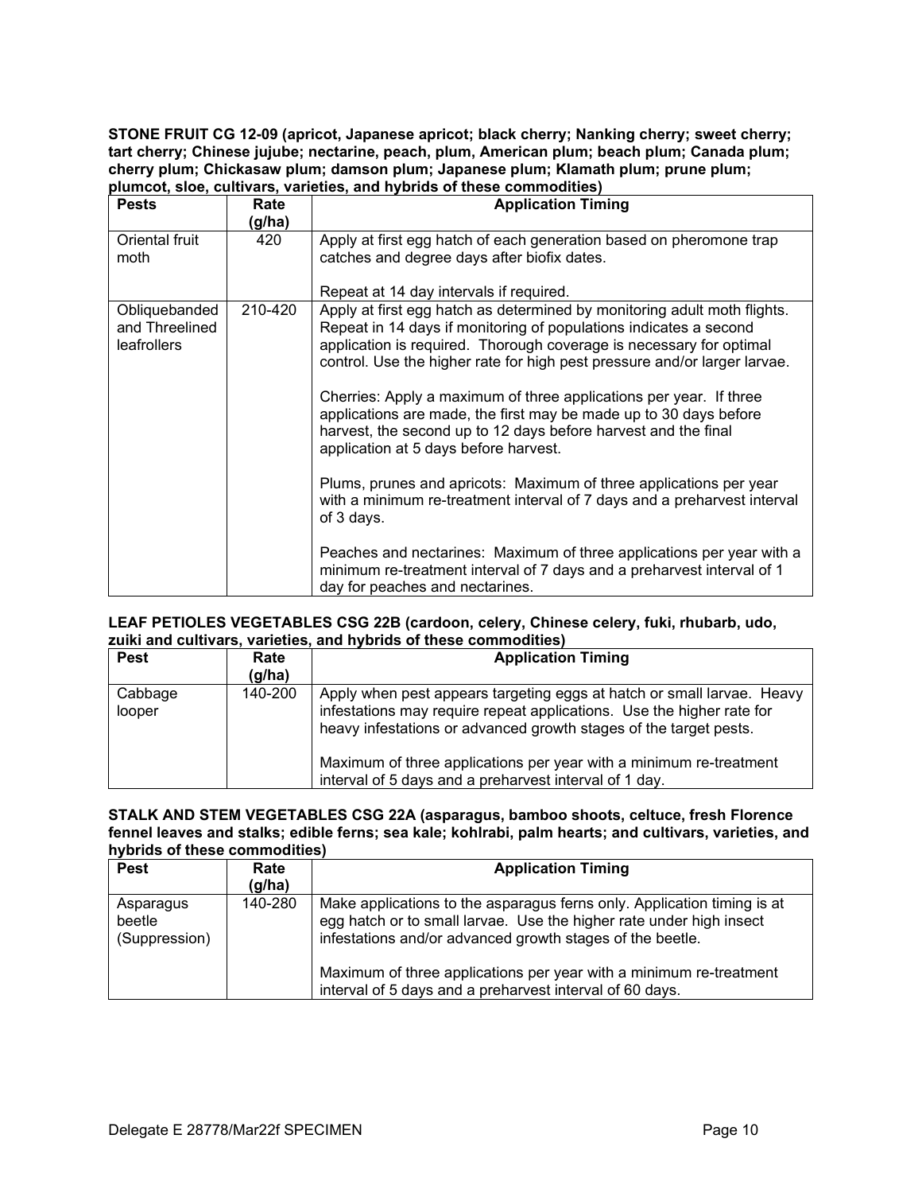**STONE FRUIT CG 12-09 (apricot, Japanese apricot; black cherry; Nanking cherry; sweet cherry; tart cherry; Chinese jujube; nectarine, peach, plum, American plum; beach plum; Canada plum; cherry plum; Chickasaw plum; damson plum; Japanese plum; Klamath plum; prune plum; plumcot, sloe, cultivars, varieties, and hybrids of these commodities)**

| Pests | Rate (g/ha) | Application Timing |
|---|---|---|
| Oriental fruit moth | 420 | Apply at first egg hatch of each generation based on pheromone trap catches and degree days after biofix dates.<br><br>Repeat at 14 day intervals if required. |
| Obliquebanded and Threelined leafrollers | 210-420 | Apply at first egg hatch as determined by monitoring adult moth flights. Repeat in 14 days if monitoring of populations indicates a second application is required. Thorough coverage is necessary for optimal control. Use the higher rate for high pest pressure and/or larger larvae.<br><br>Cherries: Apply a maximum of three applications per year. If three applications are made, the first may be made up to 30 days before harvest, the second up to 12 days before harvest and the final application at 5 days before harvest.<br><br>Plums, prunes and apricots: Maximum of three applications per year with a minimum re-treatment interval of 7 days and a preharvest interval of 3 days.<br><br>Peaches and nectarines: Maximum of three applications per year with a minimum re-treatment interval of 7 days and a preharvest interval of 1 day for peaches and nectarines. |

**LEAF PETIOLES VEGETABLES CSG 22B (cardoon, celery, Chinese celery, fuki, rhubarb, udo, zuiki and cultivars, varieties, and hybrids of these commodities)**

| Pest | Rate (g/ha) | Application Timing |
|---|---|---|
| Cabbage looper | 140-200 | Apply when pest appears targeting eggs at hatch or small larvae. Heavy infestations may require repeat applications. Use the higher rate for heavy infestations or advanced growth stages of the target pests.<br><br>Maximum of three applications per year with a minimum re-treatment interval of 5 days and a preharvest interval of 1 day. |

**STALK AND STEM VEGETABLES CSG 22A (asparagus, bamboo shoots, celtuce, fresh Florence fennel leaves and stalks; edible ferns; sea kale; kohlrabi, palm hearts; and cultivars, varieties, and hybrids of these commodities)**

| Pest | Rate (g/ha) | Application Timing |
|---|---|---|
| Asparagus beetle (Suppression) | 140-280 | Make applications to the asparagus ferns only. Application timing is at egg hatch or to small larvae. Use the higher rate under high insect infestations and/or advanced growth stages of the beetle.<br><br>Maximum of three applications per year with a minimum re-treatment interval of 5 days and a preharvest interval of 60 days. |

Delegate E 28778/Mar22f SPECIMEN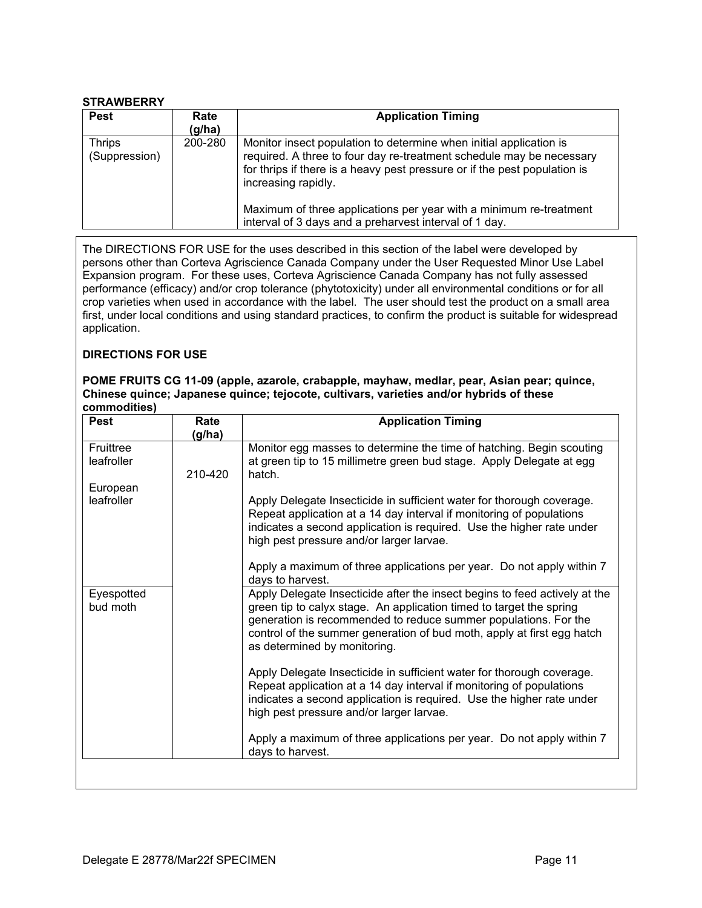**STRAWBERRY**

| Pest | Rate (g/ha) | Application Timing |
| --- | --- | --- |
| Thrips (Suppression) | 200-280 | Monitor insect population to determine when initial application is required. A three to four day re-treatment schedule may be necessary for thrips if there is a heavy pest pressure or if the pest population is increasing rapidly.<br><br>Maximum of three applications per year with a minimum re-treatment interval of 3 days and a preharvest interval of 1 day. |

The DIRECTIONS FOR USE for the uses described in this section of the label were developed by persons other than Corteva Agriscience Canada Company under the User Requested Minor Use Label Expansion program. For these uses, Corteva Agriscience Canada Company has not fully assessed performance (efficacy) and/or crop tolerance (phytotoxicity) under all environmental conditions or for all crop varieties when used in accordance with the label. The user should test the product on a small area first, under local conditions and using standard practices, to confirm the product is suitable for widespread application.

**DIRECTIONS FOR USE**

**POME FRUITS CG 11-09 (apple, azarole, crabapple, mayhaw, medlar, pear, Asian pear; quince, Chinese quince; Japanese quince; tejocote, cultivars, varieties and/or hybrids of these commodities)**

| Pest | Rate (g/ha) | Application Timing |
| --- | --- | --- |
| Fruittree leafroller<br><br>European leafroller | 210-420 | Monitor egg masses to determine the time of hatching. Begin scouting at green tip to 15 millimetre green bud stage. Apply Delegate at egg hatch.<br><br>Apply Delegate Insecticide in sufficient water for thorough coverage. Repeat application at a 14 day interval if monitoring of populations indicates a second application is required. Use the higher rate under high pest pressure and/or larger larvae.<br><br>Apply a maximum of three applications per year. Do not apply within 7 days to harvest. |
| Eyespotted bud moth | | Apply Delegate Insecticide after the insect begins to feed actively at the green tip to calyx stage. An application timed to target the spring generation is recommended to reduce summer populations. For the control of the summer generation of bud moth, apply at first egg hatch as determined by monitoring.<br><br>Apply Delegate Insecticide in sufficient water for thorough coverage. Repeat application at a 14 day interval if monitoring of populations indicates a second application is required. Use the higher rate under high pest pressure and/or larger larvae.<br><br>Apply a maximum of three applications per year. Do not apply within 7 days to harvest. |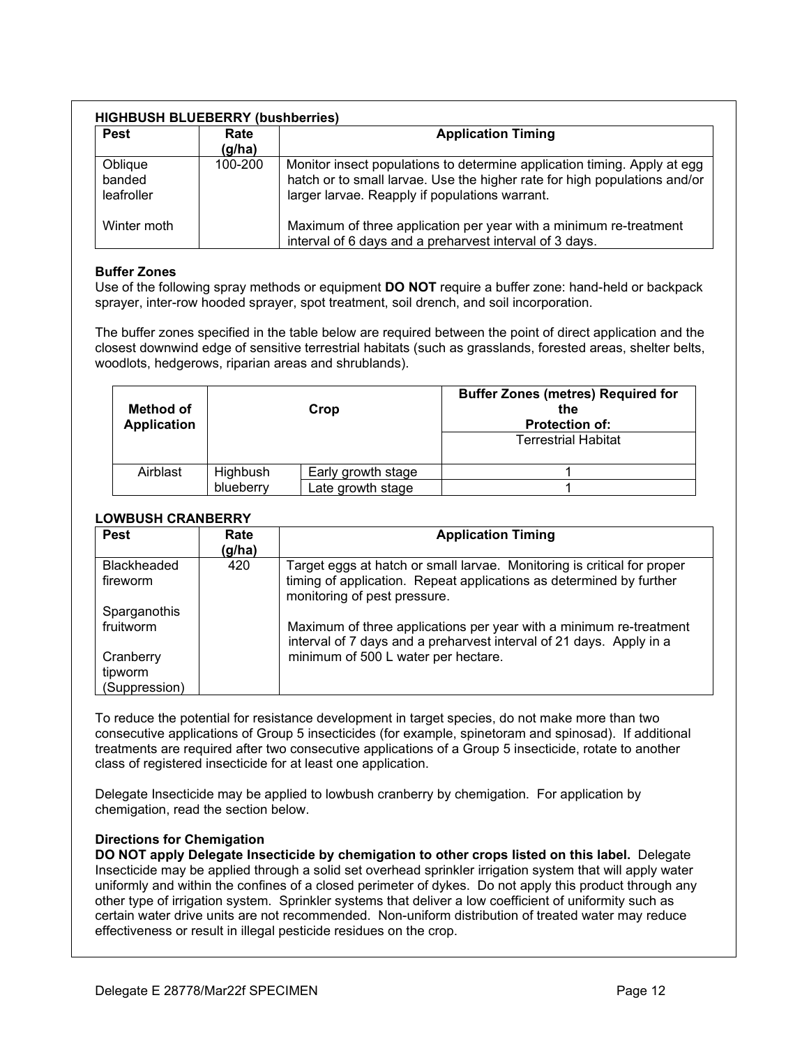**HIGHBUSH BLUEBERRY (bushberries)**

| Pest | Rate (g/ha) | Application Timing |
|---|---|---|
| Oblique banded leafroller<br><br>Winter moth | 100-200 | Monitor insect populations to determine application timing. Apply at egg hatch or to small larvae. Use the higher rate for high populations and/or larger larvae. Reapply if populations warrant.<br><br>Maximum of three application per year with a minimum re-treatment interval of 6 days and a preharvest interval of 3 days. |

**Buffer Zones**

Use of the following spray methods or equipment **DO NOT** require a buffer zone: hand-held or backpack sprayer, inter-row hooded sprayer, spot treatment, soil drench, and soil incorporation.

The buffer zones specified in the table below are required between the point of direct application and the closest downwind edge of sensitive terrestrial habitats (such as grasslands, forested areas, shelter belts, woodlots, hedgerows, riparian areas and shrublands).

| Method of Application | Crop | | Buffer Zones (metres) Required for the Protection of: |
|---|---|---|---|
| | | | Terrestrial Habitat |
| Airblast | Highbush blueberry | Early growth stage | 1 |
| | | Late growth stage | 1 |

**LOWBUSH CRANBERRY**

| Pest | Rate (g/ha) | Application Timing |
|---|---|---|
| Blackheaded fireworm<br><br>Sparganothis fruitworm<br><br>Cranberry tipworm (Suppression) | 420 | Target eggs at hatch or small larvae. Monitoring is critical for proper timing of application. Repeat applications as determined by further monitoring of pest pressure.<br><br>Maximum of three applications per year with a minimum re-treatment interval of 7 days and a preharvest interval of 21 days. Apply in a minimum of 500 L water per hectare. |

To reduce the potential for resistance development in target species, do not make more than two consecutive applications of Group 5 insecticides (for example, spinetoram and spinosad). If additional treatments are required after two consecutive applications of a Group 5 insecticide, rotate to another class of registered insecticide for at least one application.

Delegate Insecticide may be applied to lowbush cranberry by chemigation. For application by chemigation, read the section below.

**Directions for Chemigation**

**DO NOT apply Delegate Insecticide by chemigation to other crops listed on this label.** Delegate Insecticide may be applied through a solid set overhead sprinkler irrigation system that will apply water uniformly and within the confines of a closed perimeter of dykes. Do not apply this product through any other type of irrigation system. Sprinkler systems that deliver a low coefficient of uniformity such as certain water drive units are not recommended. Non-uniform distribution of treated water may reduce effectiveness or result in illegal pesticide residues on the crop.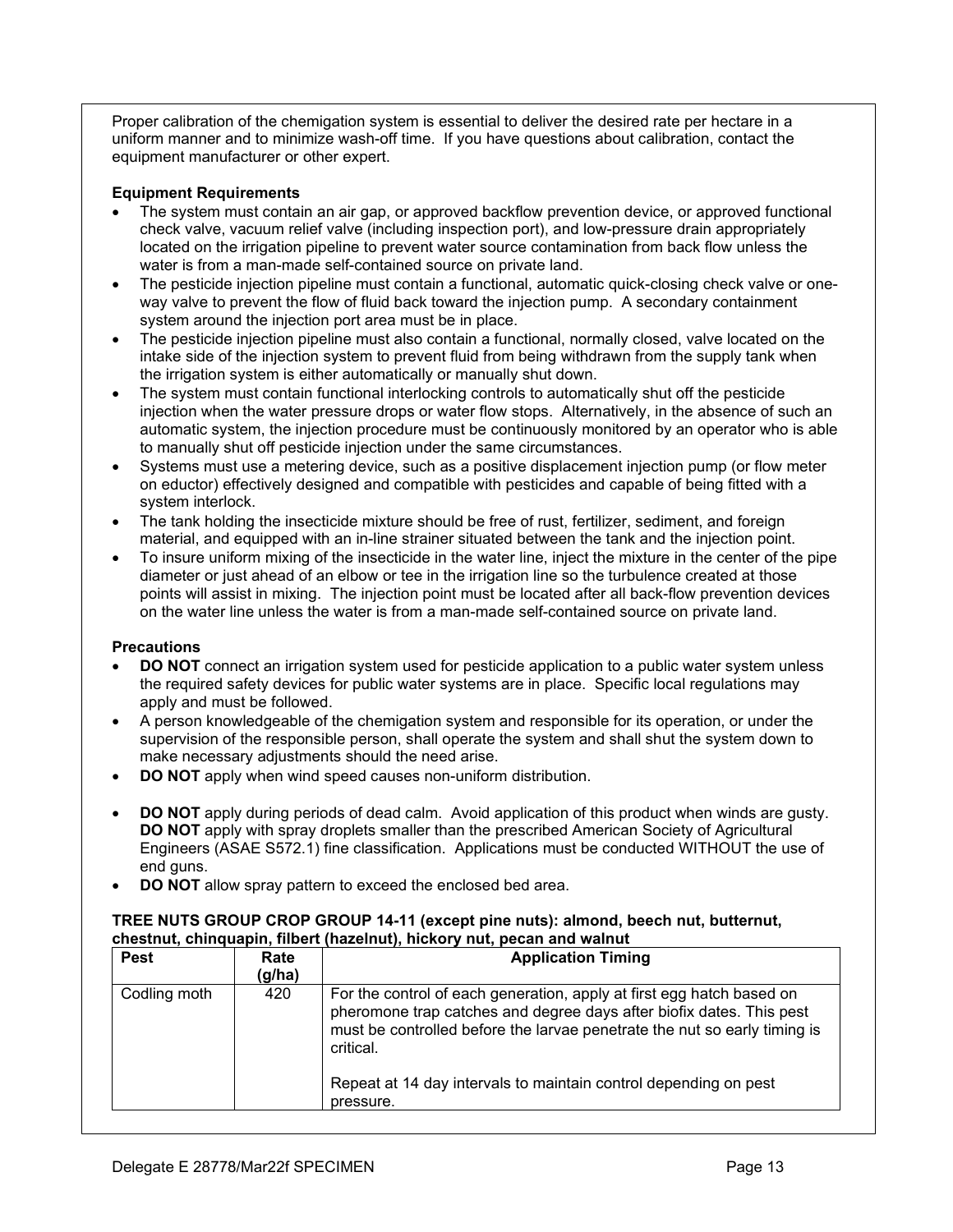Proper calibration of the chemigation system is essential to deliver the desired rate per hectare in a uniform manner and to minimize wash-off time. If you have questions about calibration, contact the equipment manufacturer or other expert.

**Equipment Requirements**

- The system must contain an air gap, or approved backflow prevention device, or approved functional check valve, vacuum relief valve (including inspection port), and low-pressure drain appropriately located on the irrigation pipeline to prevent water source contamination from back flow unless the water is from a man-made self-contained source on private land.
- The pesticide injection pipeline must contain a functional, automatic quick-closing check valve or one-way valve to prevent the flow of fluid back toward the injection pump. A secondary containment system around the injection port area must be in place.
- The pesticide injection pipeline must also contain a functional, normally closed, valve located on the intake side of the injection system to prevent fluid from being withdrawn from the supply tank when the irrigation system is either automatically or manually shut down.
- The system must contain functional interlocking controls to automatically shut off the pesticide injection when the water pressure drops or water flow stops. Alternatively, in the absence of such an automatic system, the injection procedure must be continuously monitored by an operator who is able to manually shut off pesticide injection under the same circumstances.
- Systems must use a metering device, such as a positive displacement injection pump (or flow meter on eductor) effectively designed and compatible with pesticides and capable of being fitted with a system interlock.
- The tank holding the insecticide mixture should be free of rust, fertilizer, sediment, and foreign material, and equipped with an in-line strainer situated between the tank and the injection point.
- To insure uniform mixing of the insecticide in the water line, inject the mixture in the center of the pipe diameter or just ahead of an elbow or tee in the irrigation line so the turbulence created at those points will assist in mixing. The injection point must be located after all back-flow prevention devices on the water line unless the water is from a man-made self-contained source on private land.

**Precautions**

- **DO NOT** connect an irrigation system used for pesticide application to a public water system unless the required safety devices for public water systems are in place. Specific local regulations may apply and must be followed.
- A person knowledgeable of the chemigation system and responsible for its operation, or under the supervision of the responsible person, shall operate the system and shall shut the system down to make necessary adjustments should the need arise.
- **DO NOT** apply when wind speed causes non-uniform distribution.
- **DO NOT** apply during periods of dead calm. Avoid application of this product when winds are gusty. **DO NOT** apply with spray droplets smaller than the prescribed American Society of Agricultural Engineers (ASAE S572.1) fine classification. Applications must be conducted WITHOUT the use of end guns.
- **DO NOT** allow spray pattern to exceed the enclosed bed area.

**TREE NUTS GROUP CROP GROUP 14-11 (except pine nuts): almond, beech nut, butternut, chestnut, chinquapin, filbert (hazelnut), hickory nut, pecan and walnut**

| Pest | Rate (g/ha) | Application Timing |
|---|---|---|
| Codling moth | 420 | For the control of each generation, apply at first egg hatch based on pheromone trap catches and degree days after biofix dates. This pest must be controlled before the larvae penetrate the nut so early timing is critical.<br><br>Repeat at 14 day intervals to maintain control depending on pest pressure. |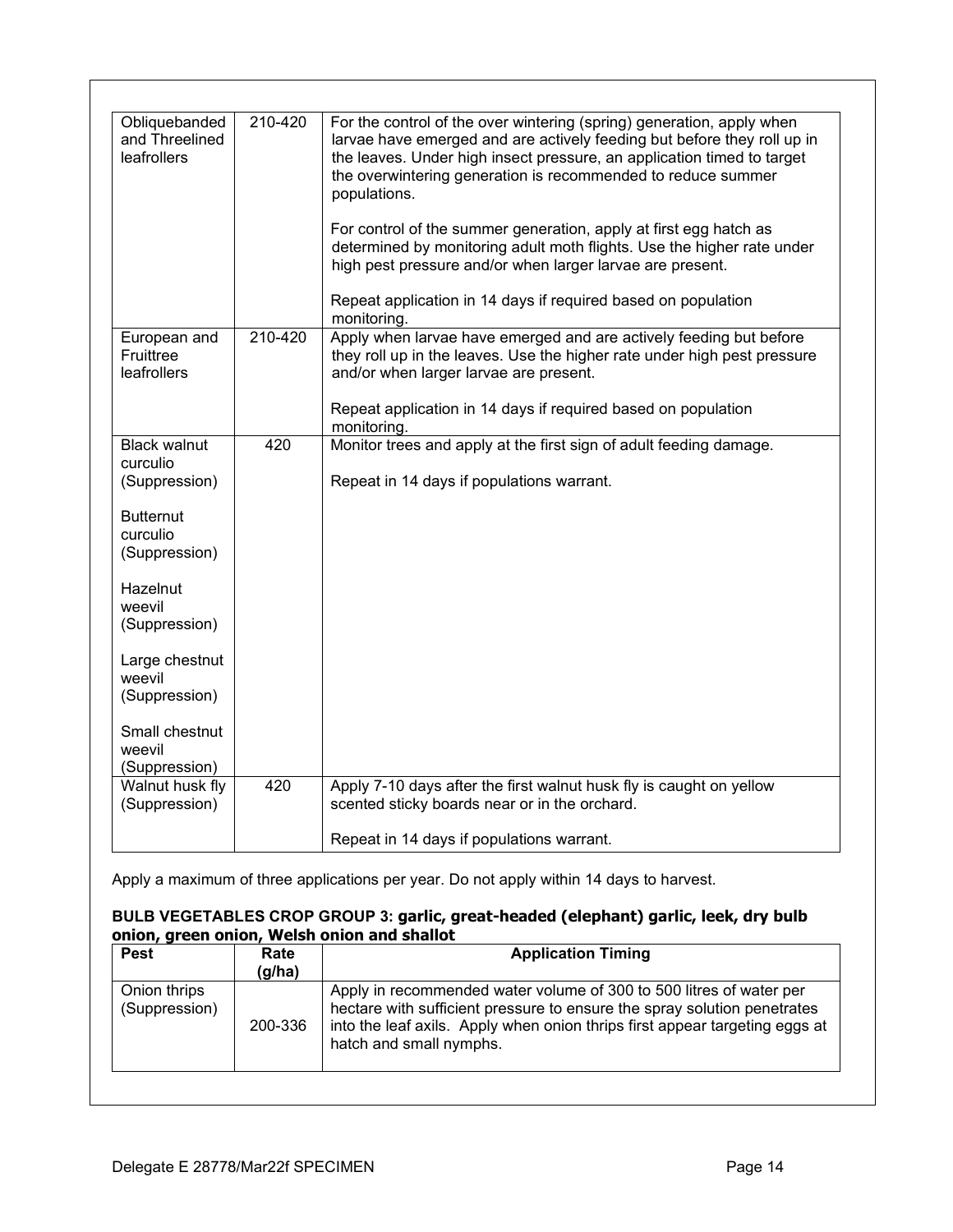| Pest | Rate (g/ha) | Application Timing |
|---|---|---|
| Obliquebanded and Threelined leafrollers | 210-420 | For the control of the over wintering (spring) generation, apply when larvae have emerged and are actively feeding but before they roll up in the leaves. Under high insect pressure, an application timed to target the overwintering generation is recommended to reduce summer populations.<br><br>For control of the summer generation, apply at first egg hatch as determined by monitoring adult moth flights. Use the higher rate under high pest pressure and/or when larger larvae are present.<br><br>Repeat application in 14 days if required based on population monitoring. |
| European and Fruittree leafrollers | 210-420 | Apply when larvae have emerged and are actively feeding but before they roll up in the leaves. Use the higher rate under high pest pressure and/or when larger larvae are present.<br><br>Repeat application in 14 days if required based on population monitoring. |
| Black walnut curculio (Suppression)<br><br>Butternut curculio (Suppression)<br><br>Hazelnut weevil (Suppression)<br><br>Large chestnut weevil (Suppression)<br><br>Small chestnut weevil (Suppression) | 420 | Monitor trees and apply at the first sign of adult feeding damage.<br><br>Repeat in 14 days if populations warrant. |
| Walnut husk fly (Suppression) | 420 | Apply 7-10 days after the first walnut husk fly is caught on yellow scented sticky boards near or in the orchard.<br><br>Repeat in 14 days if populations warrant. |

Apply a maximum of three applications per year. Do not apply within 14 days to harvest.

**BULB VEGETABLES CROP GROUP 3: garlic, great-headed (elephant) garlic, leek, dry bulb onion, green onion, Welsh onion and shallot**

| Pest | Rate (g/ha) | Application Timing |
|---|---|---|
| Onion thrips (Suppression) | 200-336 | Apply in recommended water volume of 300 to 500 litres of water per hectare with sufficient pressure to ensure the spray solution penetrates into the leaf axils. Apply when onion thrips first appear targeting eggs at hatch and small nymphs. |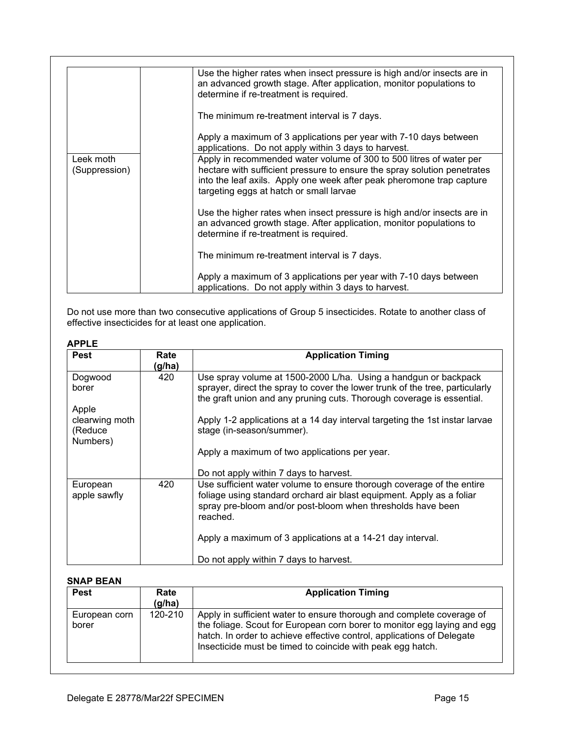| | | |
|---|---|---|
| | | Use the higher rates when insect pressure is high and/or insects are in an advanced growth stage. After application, monitor populations to determine if re-treatment is required.<br><br>The minimum re-treatment interval is 7 days.<br><br>Apply a maximum of 3 applications per year with 7-10 days between applications. Do not apply within 3 days to harvest. |
| Leek moth (Suppression) | | Apply in recommended water volume of 300 to 500 litres of water per hectare with sufficient pressure to ensure the spray solution penetrates into the leaf axils. Apply one week after peak pheromone trap capture targeting eggs at hatch or small larvae<br><br>Use the higher rates when insect pressure is high and/or insects are in an advanced growth stage. After application, monitor populations to determine if re-treatment is required.<br><br>The minimum re-treatment interval is 7 days.<br><br>Apply a maximum of 3 applications per year with 7-10 days between applications. Do not apply within 3 days to harvest. |

Do not use more than two consecutive applications of Group 5 insecticides. Rotate to another class of effective insecticides for at least one application.

**APPLE**

| Pest | Rate (g/ha) | Application Timing |
|---|---|---|
| Dogwood borer<br><br>Apple clearwing moth (Reduce Numbers) | 420 | Use spray volume at 1500-2000 L/ha. Using a handgun or backpack sprayer, direct the spray to cover the lower trunk of the tree, particularly the graft union and any pruning cuts. Thorough coverage is essential.<br><br>Apply 1-2 applications at a 14 day interval targeting the 1st instar larvae stage (in-season/summer).<br><br>Apply a maximum of two applications per year.<br><br>Do not apply within 7 days to harvest. |
| European apple sawfly | 420 | Use sufficient water volume to ensure thorough coverage of the entire foliage using standard orchard air blast equipment. Apply as a foliar spray pre-bloom and/or post-bloom when thresholds have been reached.<br><br>Apply a maximum of 3 applications at a 14-21 day interval.<br><br>Do not apply within 7 days to harvest. |

**SNAP BEAN**

| Pest | Rate (g/ha) | Application Timing |
|---|---|---|
| European corn borer | 120-210 | Apply in sufficient water to ensure thorough and complete coverage of the foliage. Scout for European corn borer to monitor egg laying and egg hatch. In order to achieve effective control, applications of Delegate Insecticide must be timed to coincide with peak egg hatch. |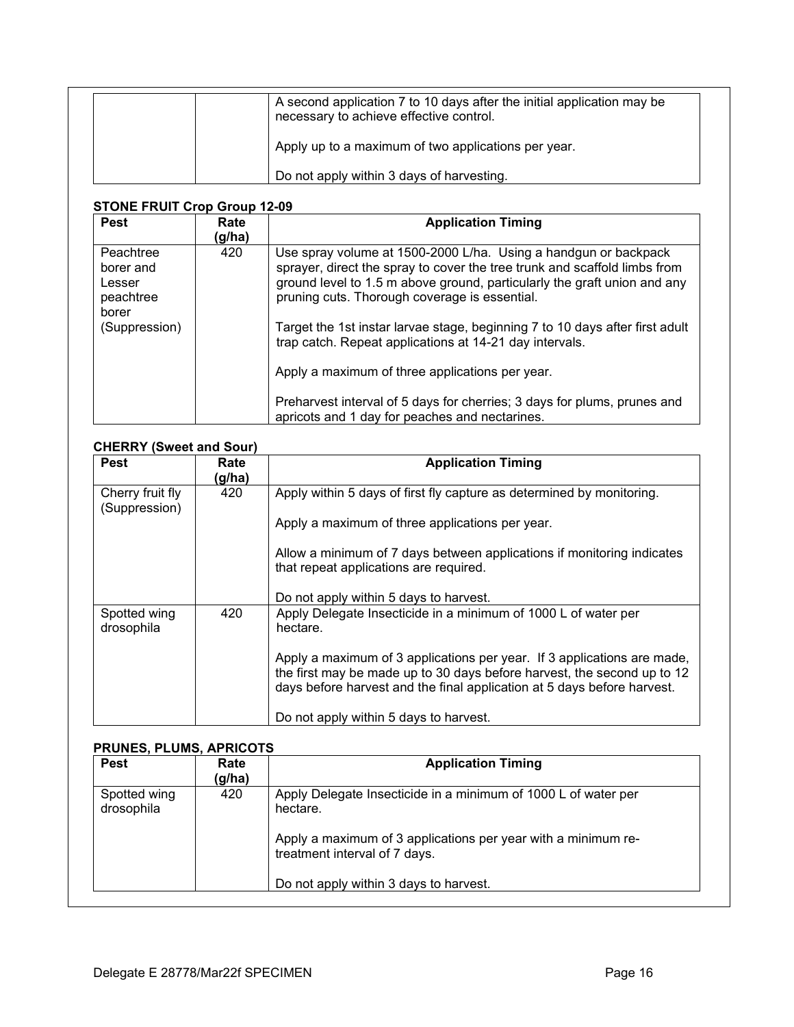| | | |
|---|---|---|
| | | A second application 7 to 10 days after the initial application may be necessary to achieve effective control.<br><br>Apply up to a maximum of two applications per year.<br><br>Do not apply within 3 days of harvesting. |

**STONE FRUIT Crop Group 12-09**

| Pest | Rate (g/ha) | Application Timing |
|---|---|---|
| Peachtree borer and Lesser peachtree borer (Suppression) | 420 | Use spray volume at 1500-2000 L/ha. Using a handgun or backpack sprayer, direct the spray to cover the tree trunk and scaffold limbs from ground level to 1.5 m above ground, particularly the graft union and any pruning cuts. Thorough coverage is essential.<br><br>Target the 1st instar larvae stage, beginning 7 to 10 days after first adult trap catch. Repeat applications at 14-21 day intervals.<br><br>Apply a maximum of three applications per year.<br><br>Preharvest interval of 5 days for cherries; 3 days for plums, prunes and apricots and 1 day for peaches and nectarines. |

**CHERRY (Sweet and Sour)**

| Pest | Rate (g/ha) | Application Timing |
|---|---|---|
| Cherry fruit fly (Suppression) | 420 | Apply within 5 days of first fly capture as determined by monitoring.<br><br>Apply a maximum of three applications per year.<br><br>Allow a minimum of 7 days between applications if monitoring indicates that repeat applications are required.<br><br>Do not apply within 5 days to harvest. |
| Spotted wing drosophila | 420 | Apply Delegate Insecticide in a minimum of 1000 L of water per hectare.<br><br>Apply a maximum of 3 applications per year. If 3 applications are made, the first may be made up to 30 days before harvest, the second up to 12 days before harvest and the final application at 5 days before harvest.<br><br>Do not apply within 5 days to harvest. |

**PRUNES, PLUMS, APRICOTS**

| Pest | Rate (g/ha) | Application Timing |
|---|---|---|
| Spotted wing drosophila | 420 | Apply Delegate Insecticide in a minimum of 1000 L of water per hectare.<br><br>Apply a maximum of 3 applications per year with a minimum re-treatment interval of 7 days.<br><br>Do not apply within 3 days to harvest. |

Delegate E 28778/Mar22f SPECIMEN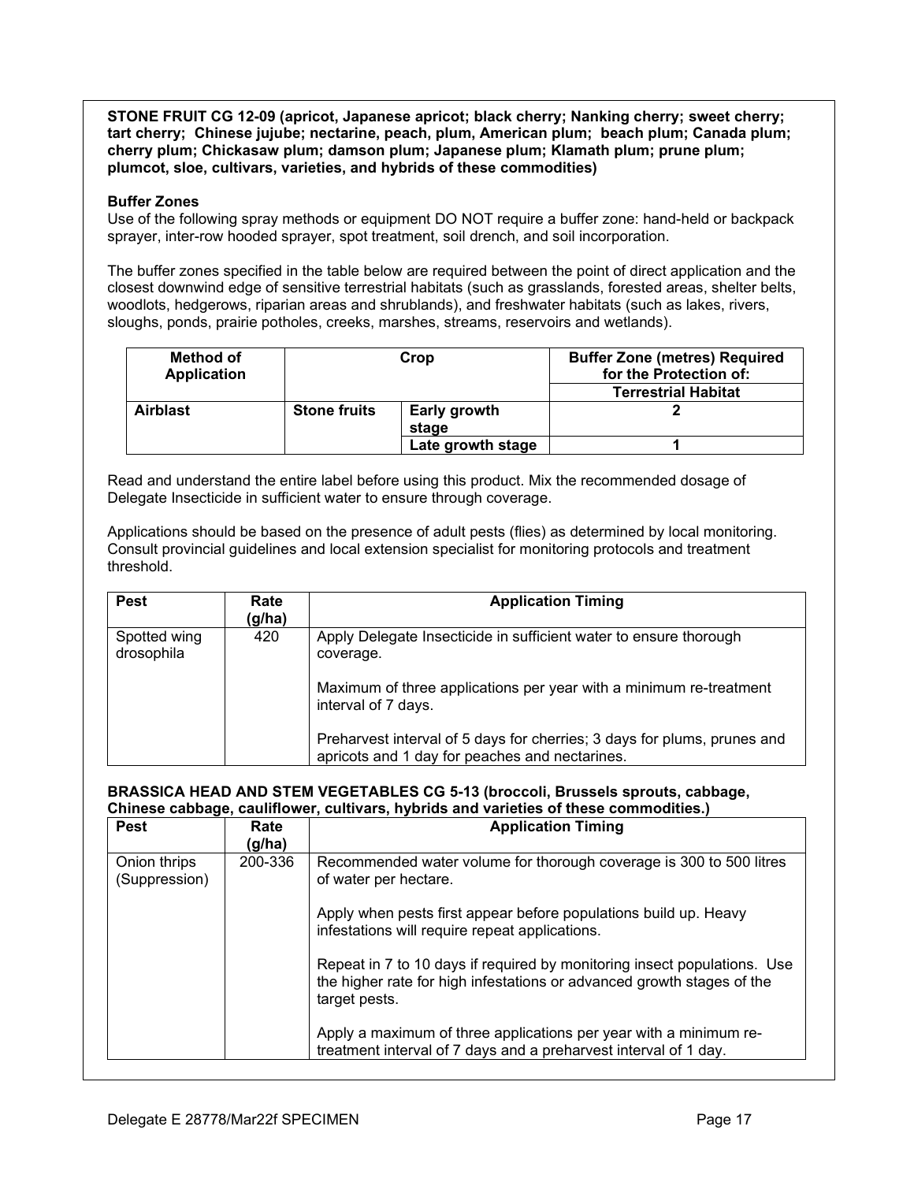**STONE FRUIT CG 12-09 (apricot, Japanese apricot; black cherry; Nanking cherry; sweet cherry; tart cherry; Chinese jujube; nectarine, peach, plum, American plum; beach plum; Canada plum; cherry plum; Chickasaw plum; damson plum; Japanese plum; Klamath plum; prune plum; plumcot, sloe, cultivars, varieties, and hybrids of these commodities)**

**Buffer Zones**

Use of the following spray methods or equipment DO NOT require a buffer zone: hand-held or backpack sprayer, inter-row hooded sprayer, spot treatment, soil drench, and soil incorporation.

The buffer zones specified in the table below are required between the point of direct application and the closest downwind edge of sensitive terrestrial habitats (such as grasslands, forested areas, shelter belts, woodlots, hedgerows, riparian areas and shrublands), and freshwater habitats (such as lakes, rivers, sloughs, ponds, prairie potholes, creeks, marshes, streams, reservoirs and wetlands).

| Method of Application | Crop | | Buffer Zone (metres) Required for the Protection of: |
|---|---|---|---|
| | | | **Terrestrial Habitat** |
| **Airblast** | **Stone fruits** | **Early growth stage** | **2** |
| | | **Late growth stage** | **1** |

Read and understand the entire label before using this product. Mix the recommended dosage of Delegate Insecticide in sufficient water to ensure through coverage.

Applications should be based on the presence of adult pests (flies) as determined by local monitoring. Consult provincial guidelines and local extension specialist for monitoring protocols and treatment threshold.

| Pest | Rate (g/ha) | Application Timing |
|---|---|---|
| Spotted wing drosophila | 420 | Apply Delegate Insecticide in sufficient water to ensure thorough coverage.<br><br>Maximum of three applications per year with a minimum re-treatment interval of 7 days.<br><br>Preharvest interval of 5 days for cherries; 3 days for plums, prunes and apricots and 1 day for peaches and nectarines. |

**BRASSICA HEAD AND STEM VEGETABLES CG 5-13 (broccoli, Brussels sprouts, cabbage, Chinese cabbage, cauliflower, cultivars, hybrids and varieties of these commodities.)**

| Pest | Rate (g/ha) | Application Timing |
|---|---|---|
| Onion thrips (Suppression) | 200-336 | Recommended water volume for thorough coverage is 300 to 500 litres of water per hectare.<br><br>Apply when pests first appear before populations build up. Heavy infestations will require repeat applications.<br><br>Repeat in 7 to 10 days if required by monitoring insect populations. Use the higher rate for high infestations or advanced growth stages of the target pests.<br><br>Apply a maximum of three applications per year with a minimum re-treatment interval of 7 days and a preharvest interval of 1 day. |

Delegate E 28778/Mar22f SPECIMEN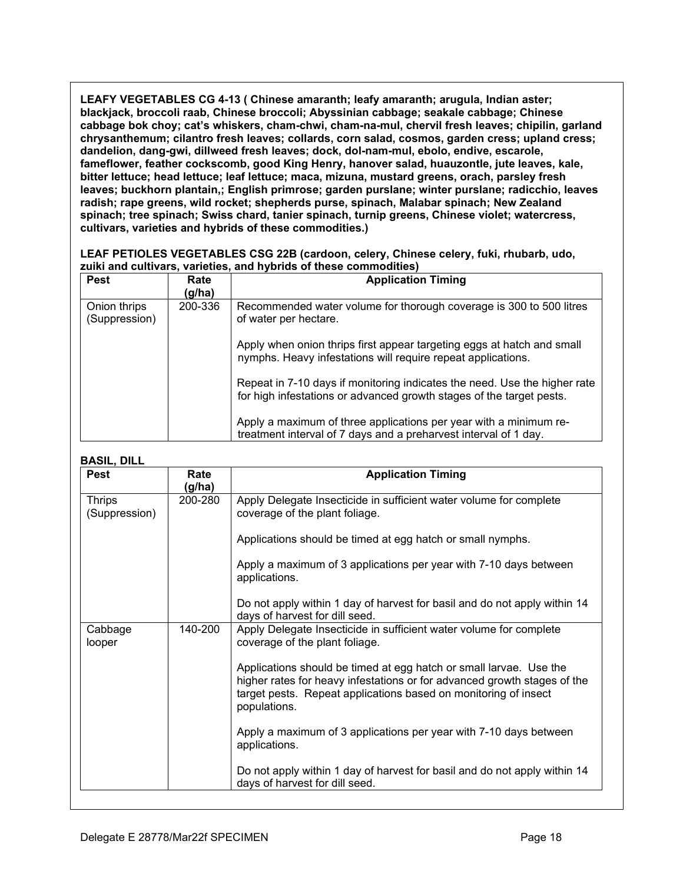**LEAFY VEGETABLES CG 4-13 ( Chinese amaranth; leafy amaranth; arugula, Indian aster; blackjack, broccoli raab, Chinese broccoli; Abyssinian cabbage; seakale cabbage; Chinese cabbage bok choy; cat's whiskers, cham-chwi, cham-na-mul, chervil fresh leaves; chipilin, garland chrysanthemum; cilantro fresh leaves; collards, corn salad, cosmos, garden cress; upland cress; dandelion, dang-gwi, dillweed fresh leaves; dock, dol-nam-mul, ebolo, endive, escarole, fameflower, feather cockscomb, good King Henry, hanover salad, huauzontle, jute leaves, kale, bitter lettuce; head lettuce; leaf lettuce; maca, mizuna, mustard greens, orach, parsley fresh leaves; buckhorn plantain,; English primrose; garden purslane; winter purslane; radicchio, leaves radish; rape greens, wild rocket; shepherds purse, spinach, Malabar spinach; New Zealand spinach; tree spinach; Swiss chard, tanier spinach, turnip greens, Chinese violet; watercress, cultivars, varieties and hybrids of these commodities.)**

**LEAF PETIOLES VEGETABLES CSG 22B (cardoon, celery, Chinese celery, fuki, rhubarb, udo, zuiki and cultivars, varieties, and hybrids of these commodities)**

| Pest | Rate (g/ha) | Application Timing |
|---|---|---|
| Onion thrips (Suppression) | 200-336 | Recommended water volume for thorough coverage is 300 to 500 litres of water per hectare.<br><br>Apply when onion thrips first appear targeting eggs at hatch and small nymphs. Heavy infestations will require repeat applications.<br><br>Repeat in 7-10 days if monitoring indicates the need. Use the higher rate for high infestations or advanced growth stages of the target pests.<br><br>Apply a maximum of three applications per year with a minimum re-treatment interval of 7 days and a preharvest interval of 1 day. |

**BASIL, DILL**

| Pest | Rate (g/ha) | Application Timing |
|---|---|---|
| Thrips (Suppression) | 200-280 | Apply Delegate Insecticide in sufficient water volume for complete coverage of the plant foliage.<br><br>Applications should be timed at egg hatch or small nymphs.<br><br>Apply a maximum of 3 applications per year with 7-10 days between applications.<br><br>Do not apply within 1 day of harvest for basil and do not apply within 14 days of harvest for dill seed. |
| Cabbage looper | 140-200 | Apply Delegate Insecticide in sufficient water volume for complete coverage of the plant foliage.<br><br>Applications should be timed at egg hatch or small larvae. Use the higher rates for heavy infestations or for advanced growth stages of the target pests. Repeat applications based on monitoring of insect populations.<br><br>Apply a maximum of 3 applications per year with 7-10 days between applications.<br><br>Do not apply within 1 day of harvest for basil and do not apply within 14 days of harvest for dill seed. |

Delegate E 28778/Mar22f SPECIMEN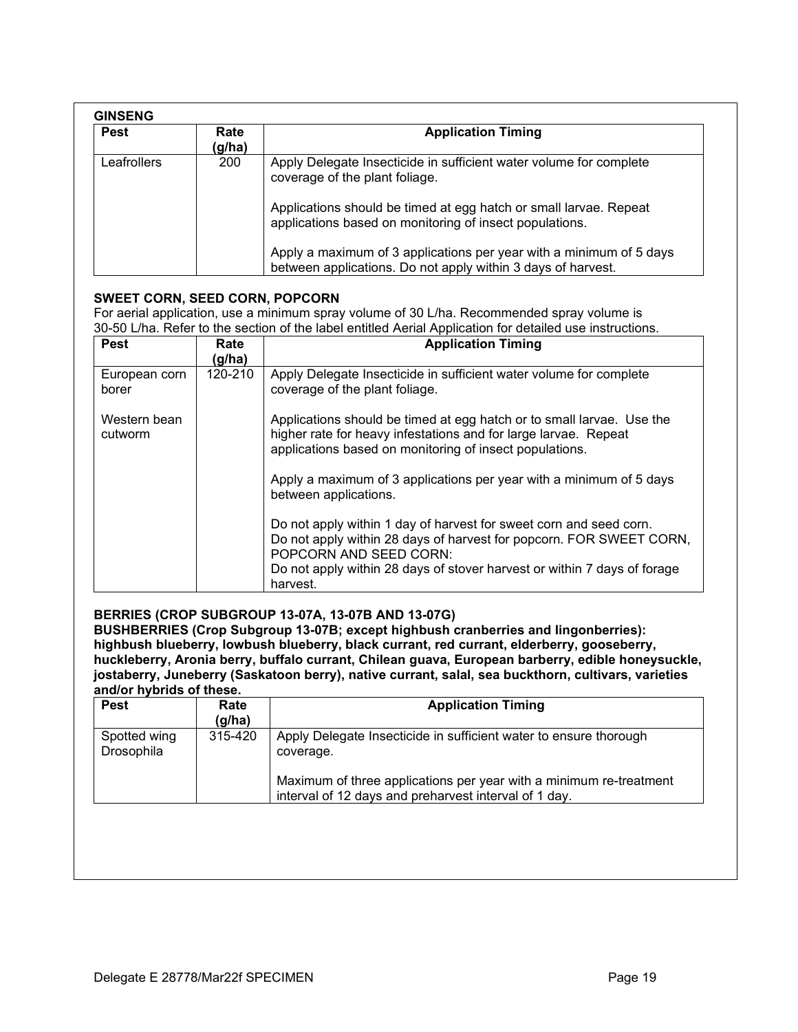**GINSENG**

| Pest | Rate (g/ha) | Application Timing |
|---|---|---|
| Leafrollers | 200 | Apply Delegate Insecticide in sufficient water volume for complete coverage of the plant foliage.<br><br>Applications should be timed at egg hatch or small larvae. Repeat applications based on monitoring of insect populations.<br><br>Apply a maximum of 3 applications per year with a minimum of 5 days between applications. Do not apply within 3 days of harvest. |

**SWEET CORN, SEED CORN, POPCORN**

For aerial application, use a minimum spray volume of 30 L/ha. Recommended spray volume is 30-50 L/ha. Refer to the section of the label entitled Aerial Application for detailed use instructions.

| Pest | Rate (g/ha) | Application Timing |
|---|---|---|
| European corn borer<br><br>Western bean cutworm | 120-210 | Apply Delegate Insecticide in sufficient water volume for complete coverage of the plant foliage.<br><br>Applications should be timed at egg hatch or to small larvae. Use the higher rate for heavy infestations and for large larvae. Repeat applications based on monitoring of insect populations.<br><br>Apply a maximum of 3 applications per year with a minimum of 5 days between applications.<br><br>Do not apply within 1 day of harvest for sweet corn and seed corn. Do not apply within 28 days of harvest for popcorn. FOR SWEET CORN, POPCORN AND SEED CORN:<br>Do not apply within 28 days of stover harvest or within 7 days of forage harvest. |

**BERRIES (CROP SUBGROUP 13-07A, 13-07B AND 13-07G)**

**BUSHBERRIES (Crop Subgroup 13-07B; except highbush cranberries and lingonberries): highbush blueberry, lowbush blueberry, black currant, red currant, elderberry, gooseberry, huckleberry, Aronia berry, buffalo currant, Chilean guava, European barberry, edible honeysuckle, jostaberry, Juneberry (Saskatoon berry), native currant, salal, sea buckthorn, cultivars, varieties and/or hybrids of these.**

| Pest | Rate (g/ha) | Application Timing |
|---|---|---|
| Spotted wing Drosophila | 315-420 | Apply Delegate Insecticide in sufficient water to ensure thorough coverage.<br><br>Maximum of three applications per year with a minimum re-treatment interval of 12 days and preharvest interval of 1 day. |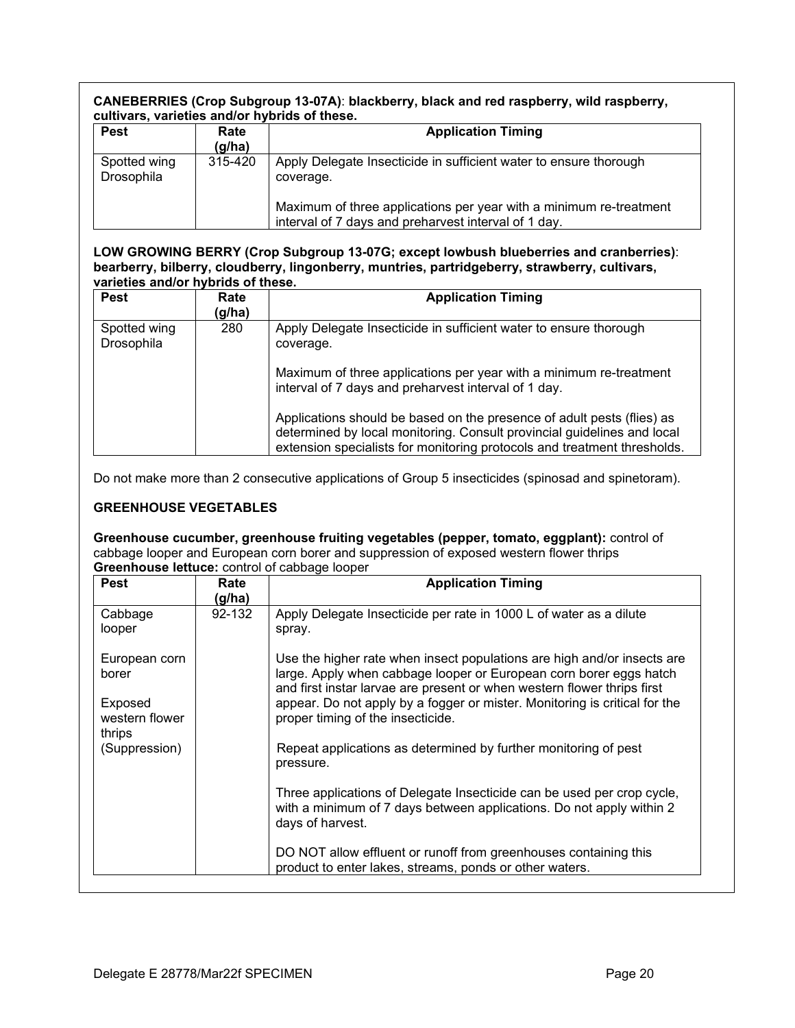**CANEBERRIES (Crop Subgroup 13-07A)**: **blackberry, black and red raspberry, wild raspberry, cultivars, varieties and/or hybrids of these.**

| Pest | Rate (g/ha) | Application Timing |
|---|---|---|
| Spotted wing Drosophila | 315-420 | Apply Delegate Insecticide in sufficient water to ensure thorough coverage.<br><br>Maximum of three applications per year with a minimum re-treatment interval of 7 days and preharvest interval of 1 day. |

**LOW GROWING BERRY (Crop Subgroup 13-07G; except lowbush blueberries and cranberries)**: **bearberry, bilberry, cloudberry, lingonberry, muntries, partridgeberry, strawberry, cultivars, varieties and/or hybrids of these.**

| Pest | Rate (g/ha) | Application Timing |
|---|---|---|
| Spotted wing Drosophila | 280 | Apply Delegate Insecticide in sufficient water to ensure thorough coverage.<br><br>Maximum of three applications per year with a minimum re-treatment interval of 7 days and preharvest interval of 1 day.<br><br>Applications should be based on the presence of adult pests (flies) as determined by local monitoring. Consult provincial guidelines and local extension specialists for monitoring protocols and treatment thresholds. |

Do not make more than 2 consecutive applications of Group 5 insecticides (spinosad and spinetoram).

**GREENHOUSE VEGETABLES**

**Greenhouse cucumber, greenhouse fruiting vegetables (pepper, tomato, eggplant):** control of cabbage looper and European corn borer and suppression of exposed western flower thrips
**Greenhouse lettuce:** control of cabbage looper

| Pest | Rate (g/ha) | Application Timing |
|---|---|---|
| Cabbage looper<br><br>European corn borer<br><br>Exposed western flower thrips (Suppression) | 92-132 | Apply Delegate Insecticide per rate in 1000 L of water as a dilute spray.<br><br>Use the higher rate when insect populations are high and/or insects are large. Apply when cabbage looper or European corn borer eggs hatch and first instar larvae are present or when western flower thrips first appear. Do not apply by a fogger or mister. Monitoring is critical for the proper timing of the insecticide.<br><br>Repeat applications as determined by further monitoring of pest pressure.<br><br>Three applications of Delegate Insecticide can be used per crop cycle, with a minimum of 7 days between applications. Do not apply within 2 days of harvest.<br><br>DO NOT allow effluent or runoff from greenhouses containing this product to enter lakes, streams, ponds or other waters. |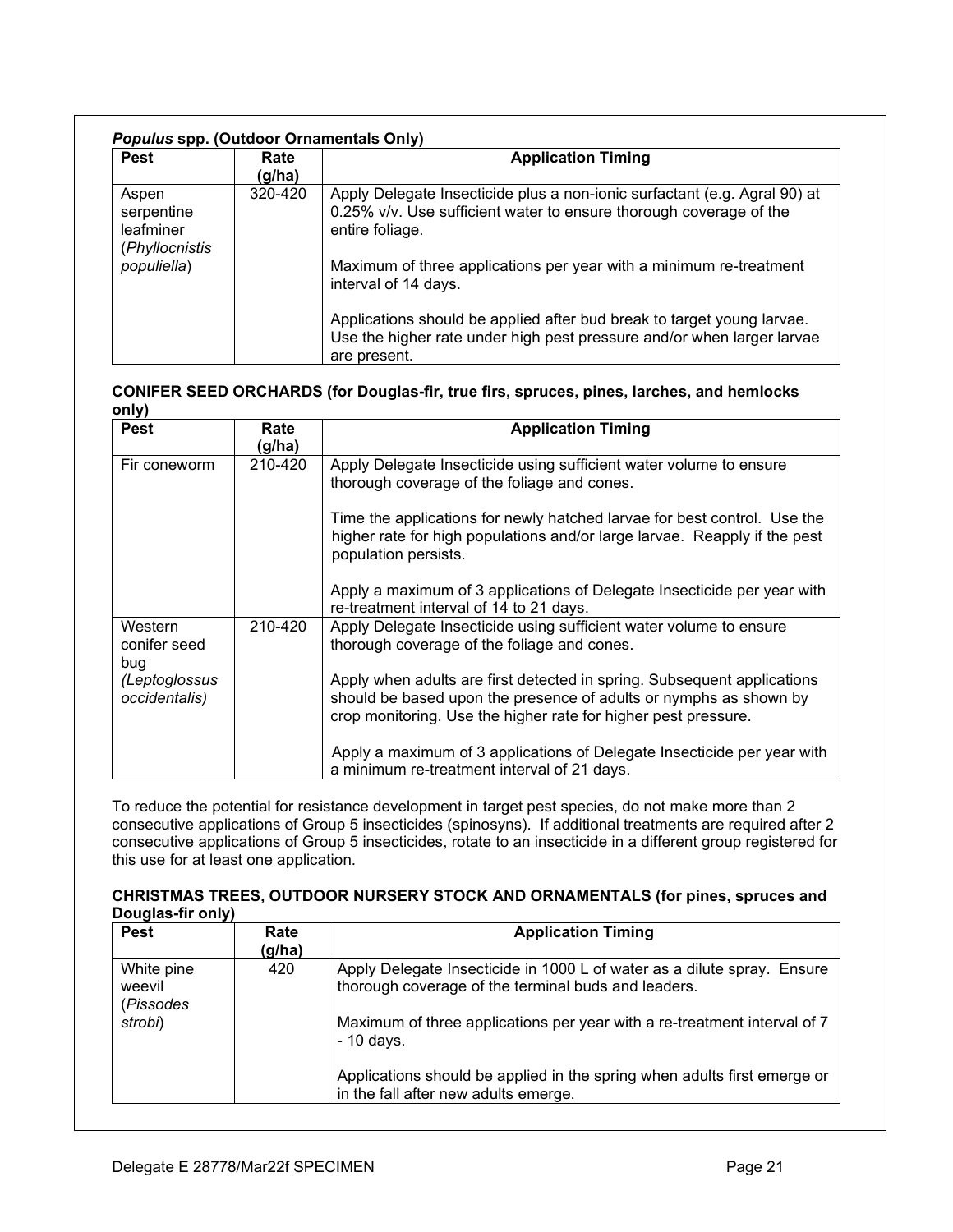***Populus*** **spp. (Outdoor Ornamentals Only)**

| Pest | Rate (g/ha) | Application Timing |
|---|---|---|
| Aspen serpentine leafminer (*Phyllocnistis populiella*) | 320-420 | Apply Delegate Insecticide plus a non-ionic surfactant (e.g. Agral 90) at 0.25% v/v. Use sufficient water to ensure thorough coverage of the entire foliage.<br><br>Maximum of three applications per year with a minimum re-treatment interval of 14 days.<br><br>Applications should be applied after bud break to target young larvae. Use the higher rate under high pest pressure and/or when larger larvae are present. |

**CONIFER SEED ORCHARDS (for Douglas-fir, true firs, spruces, pines, larches, and hemlocks only)**

| Pest | Rate (g/ha) | Application Timing |
|---|---|---|
| Fir coneworm | 210-420 | Apply Delegate Insecticide using sufficient water volume to ensure thorough coverage of the foliage and cones.<br><br>Time the applications for newly hatched larvae for best control. Use the higher rate for high populations and/or large larvae. Reapply if the pest population persists.<br><br>Apply a maximum of 3 applications of Delegate Insecticide per year with re-treatment interval of 14 to 21 days. |
| Western conifer seed bug (*Leptoglossus occidentalis)* | 210-420 | Apply Delegate Insecticide using sufficient water volume to ensure thorough coverage of the foliage and cones.<br><br>Apply when adults are first detected in spring. Subsequent applications should be based upon the presence of adults or nymphs as shown by crop monitoring. Use the higher rate for higher pest pressure.<br><br>Apply a maximum of 3 applications of Delegate Insecticide per year with a minimum re-treatment interval of 21 days. |

To reduce the potential for resistance development in target pest species, do not make more than 2 consecutive applications of Group 5 insecticides (spinosyns). If additional treatments are required after 2 consecutive applications of Group 5 insecticides, rotate to an insecticide in a different group registered for this use for at least one application.

**CHRISTMAS TREES, OUTDOOR NURSERY STOCK AND ORNAMENTALS (for pines, spruces and Douglas-fir only)**

| Pest | Rate (g/ha) | Application Timing |
|---|---|---|
| White pine weevil (*Pissodes strobi*) | 420 | Apply Delegate Insecticide in 1000 L of water as a dilute spray. Ensure thorough coverage of the terminal buds and leaders.<br><br>Maximum of three applications per year with a re-treatment interval of 7 - 10 days.<br><br>Applications should be applied in the spring when adults first emerge or in the fall after new adults emerge. |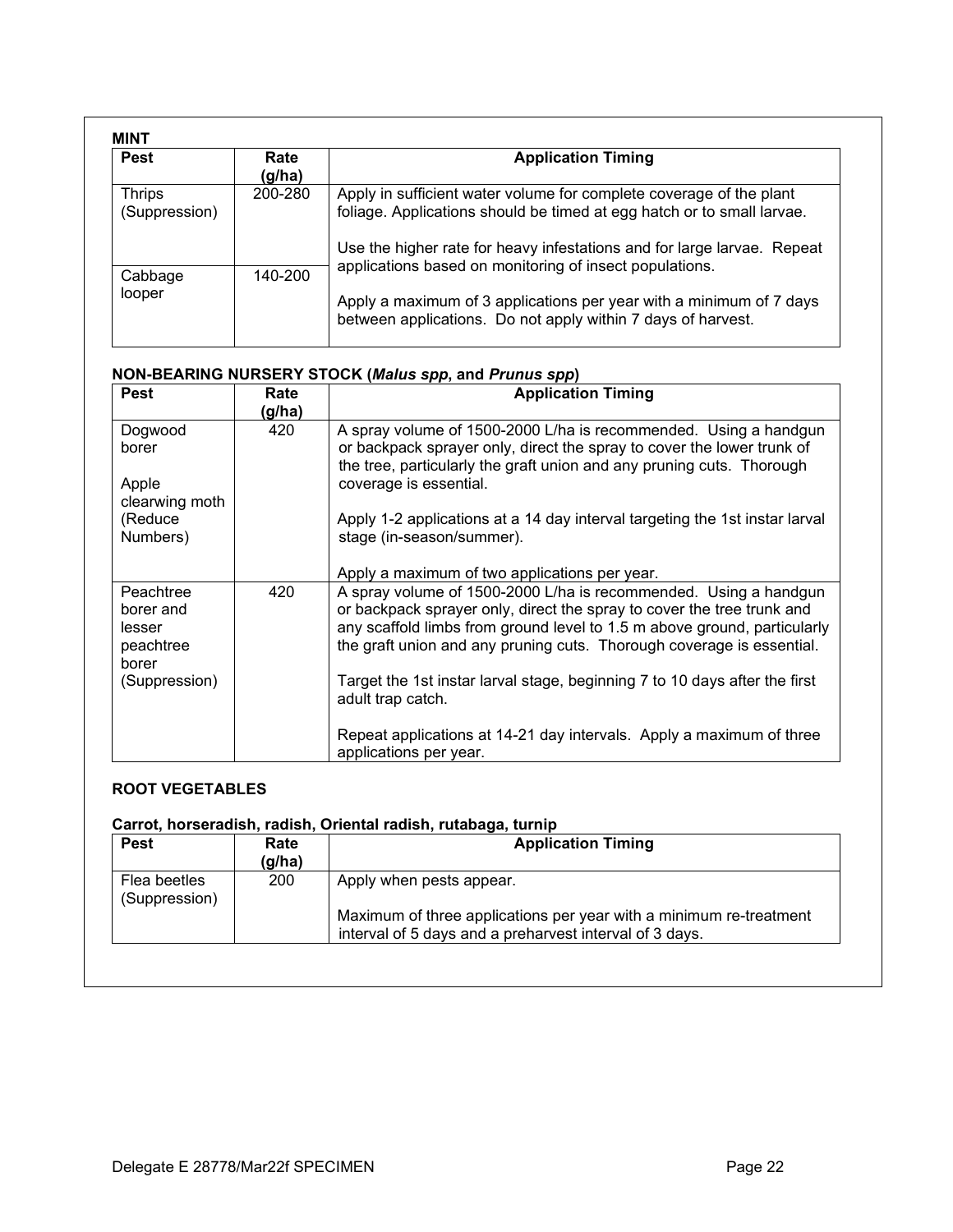**MINT**

| Pest | Rate (g/ha) | Application Timing |
|---|---|---|
| Thrips (Suppression) | 200-280 | Apply in sufficient water volume for complete coverage of the plant foliage. Applications should be timed at egg hatch or to small larvae.<br><br>Use the higher rate for heavy infestations and for large larvae. Repeat applications based on monitoring of insect populations.<br><br>Apply a maximum of 3 applications per year with a minimum of 7 days between applications. Do not apply within 7 days of harvest. |
| Cabbage looper | 140-200 | |

**NON-BEARING NURSERY STOCK (*Malus spp*, and *Prunus spp*)**

| Pest | Rate (g/ha) | Application Timing |
|---|---|---|
| Dogwood borer<br><br>Apple clearwing moth (Reduce Numbers) | 420 | A spray volume of 1500-2000 L/ha is recommended. Using a handgun or backpack sprayer only, direct the spray to cover the lower trunk of the tree, particularly the graft union and any pruning cuts. Thorough coverage is essential.<br><br>Apply 1-2 applications at a 14 day interval targeting the 1st instar larval stage (in-season/summer).<br><br>Apply a maximum of two applications per year. |
| Peachtree borer and lesser peachtree borer (Suppression) | 420 | A spray volume of 1500-2000 L/ha is recommended. Using a handgun or backpack sprayer only, direct the spray to cover the tree trunk and any scaffold limbs from ground level to 1.5 m above ground, particularly the graft union and any pruning cuts. Thorough coverage is essential.<br><br>Target the 1st instar larval stage, beginning 7 to 10 days after the first adult trap catch.<br><br>Repeat applications at 14-21 day intervals. Apply a maximum of three applications per year. |

**ROOT VEGETABLES**

**Carrot, horseradish, radish, Oriental radish, rutabaga, turnip**

| Pest | Rate (g/ha) | Application Timing |
|---|---|---|
| Flea beetles (Suppression) | 200 | Apply when pests appear.<br><br>Maximum of three applications per year with a minimum re-treatment interval of 5 days and a preharvest interval of 3 days. |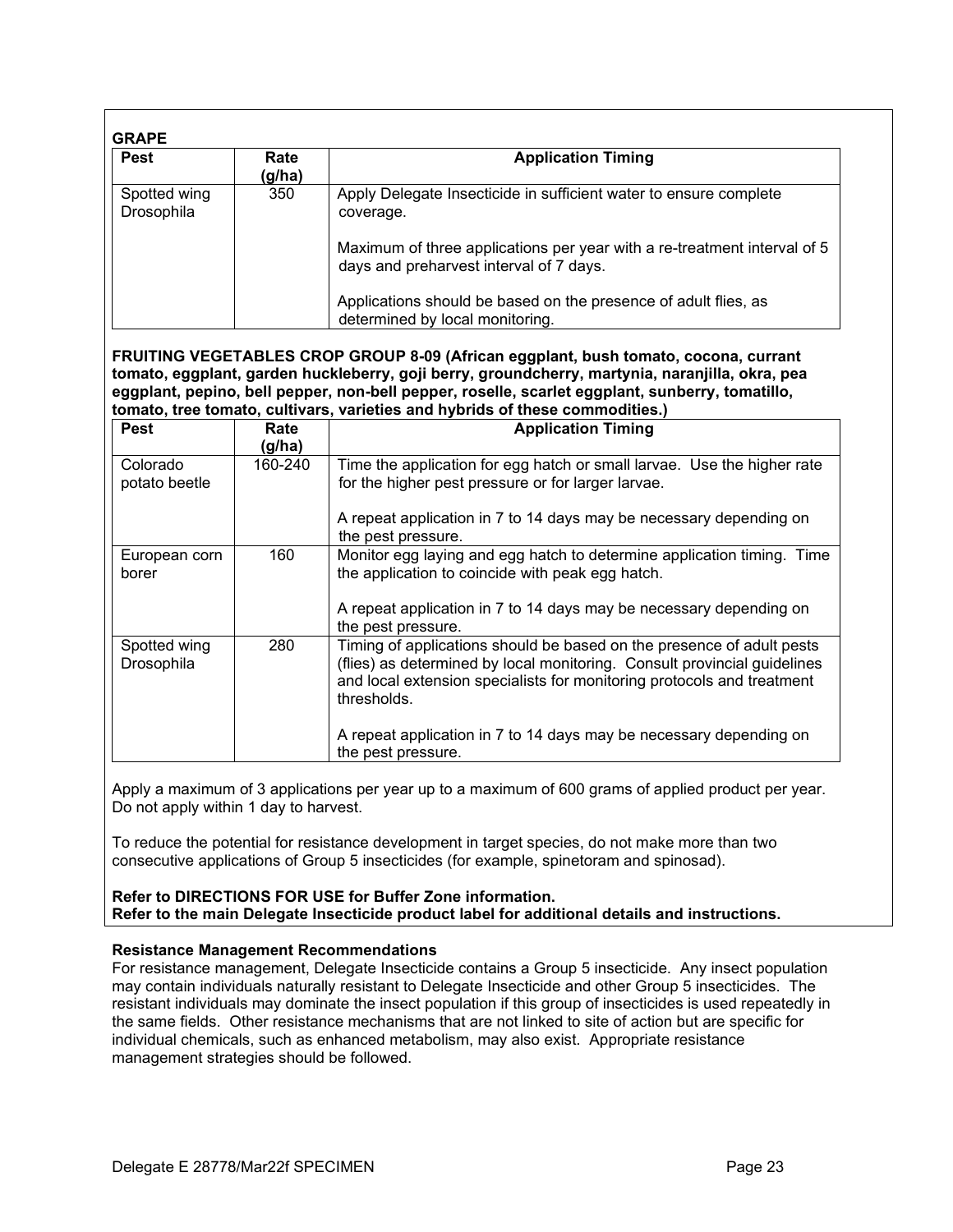**GRAPE**

| Pest | Rate (g/ha) | Application Timing |
|---|---|---|
| Spotted wing Drosophila | 350 | Apply Delegate Insecticide in sufficient water to ensure complete coverage.<br><br>Maximum of three applications per year with a re-treatment interval of 5 days and preharvest interval of 7 days.<br><br>Applications should be based on the presence of adult flies, as determined by local monitoring. |

**FRUITING VEGETABLES CROP GROUP 8-09 (African eggplant, bush tomato, cocona, currant tomato, eggplant, garden huckleberry, goji berry, groundcherry, martynia, naranjilla, okra, pea eggplant, pepino, bell pepper, non-bell pepper, roselle, scarlet eggplant, sunberry, tomatillo, tomato, tree tomato, cultivars, varieties and hybrids of these commodities.)**

| Pest | Rate (g/ha) | Application Timing |
|---|---|---|
| Colorado potato beetle | 160-240 | Time the application for egg hatch or small larvae. Use the higher rate for the higher pest pressure or for larger larvae.<br><br>A repeat application in 7 to 14 days may be necessary depending on the pest pressure. |
| European corn borer | 160 | Monitor egg laying and egg hatch to determine application timing. Time the application to coincide with peak egg hatch.<br><br>A repeat application in 7 to 14 days may be necessary depending on the pest pressure. |
| Spotted wing Drosophila | 280 | Timing of applications should be based on the presence of adult pests (flies) as determined by local monitoring. Consult provincial guidelines and local extension specialists for monitoring protocols and treatment thresholds.<br><br>A repeat application in 7 to 14 days may be necessary depending on the pest pressure. |

Apply a maximum of 3 applications per year up to a maximum of 600 grams of applied product per year. Do not apply within 1 day to harvest.

To reduce the potential for resistance development in target species, do not make more than two consecutive applications of Group 5 insecticides (for example, spinetoram and spinosad).

**Refer to DIRECTIONS FOR USE for Buffer Zone information.**
**Refer to the main Delegate Insecticide product label for additional details and instructions.**

**Resistance Management Recommendations**

For resistance management, Delegate Insecticide contains a Group 5 insecticide. Any insect population may contain individuals naturally resistant to Delegate Insecticide and other Group 5 insecticides. The resistant individuals may dominate the insect population if this group of insecticides is used repeatedly in the same fields. Other resistance mechanisms that are not linked to site of action but are specific for individual chemicals, such as enhanced metabolism, may also exist. Appropriate resistance management strategies should be followed.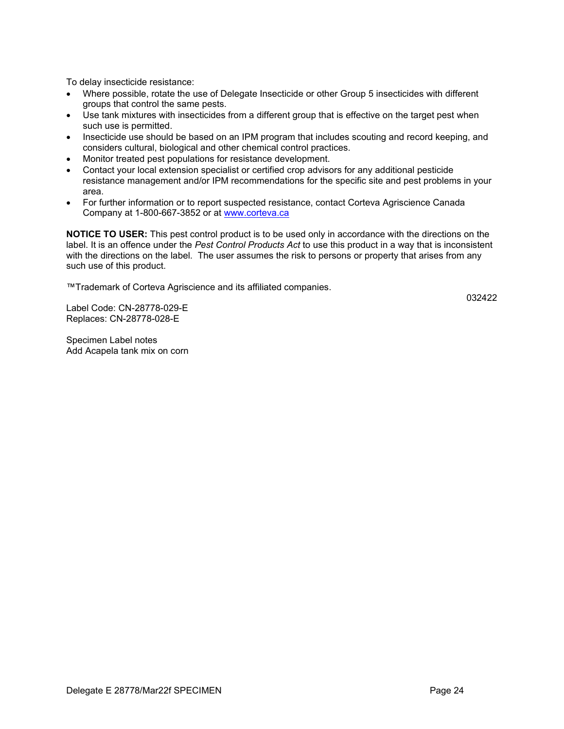To delay insecticide resistance:

- Where possible, rotate the use of Delegate Insecticide or other Group 5 insecticides with different groups that control the same pests.
- Use tank mixtures with insecticides from a different group that is effective on the target pest when such use is permitted.
- Insecticide use should be based on an IPM program that includes scouting and record keeping, and considers cultural, biological and other chemical control practices.
- Monitor treated pest populations for resistance development.
- Contact your local extension specialist or certified crop advisors for any additional pesticide resistance management and/or IPM recommendations for the specific site and pest problems in your area.
- For further information or to report suspected resistance, contact Corteva Agriscience Canada Company at 1-800-667-3852 or at [www.corteva.ca](http://www.corteva.ca)

**NOTICE TO USER:** This pest control product is to be used only in accordance with the directions on the label. It is an offence under the *Pest Control Products Act* to use this product in a way that is inconsistent with the directions on the label. The user assumes the risk to persons or property that arises from any such use of this product.

™Trademark of Corteva Agriscience and its affiliated companies.

032422

Label Code: CN-28778-029-E
Replaces: CN-28778-028-E

Specimen Label notes
Add Acapela tank mix on corn